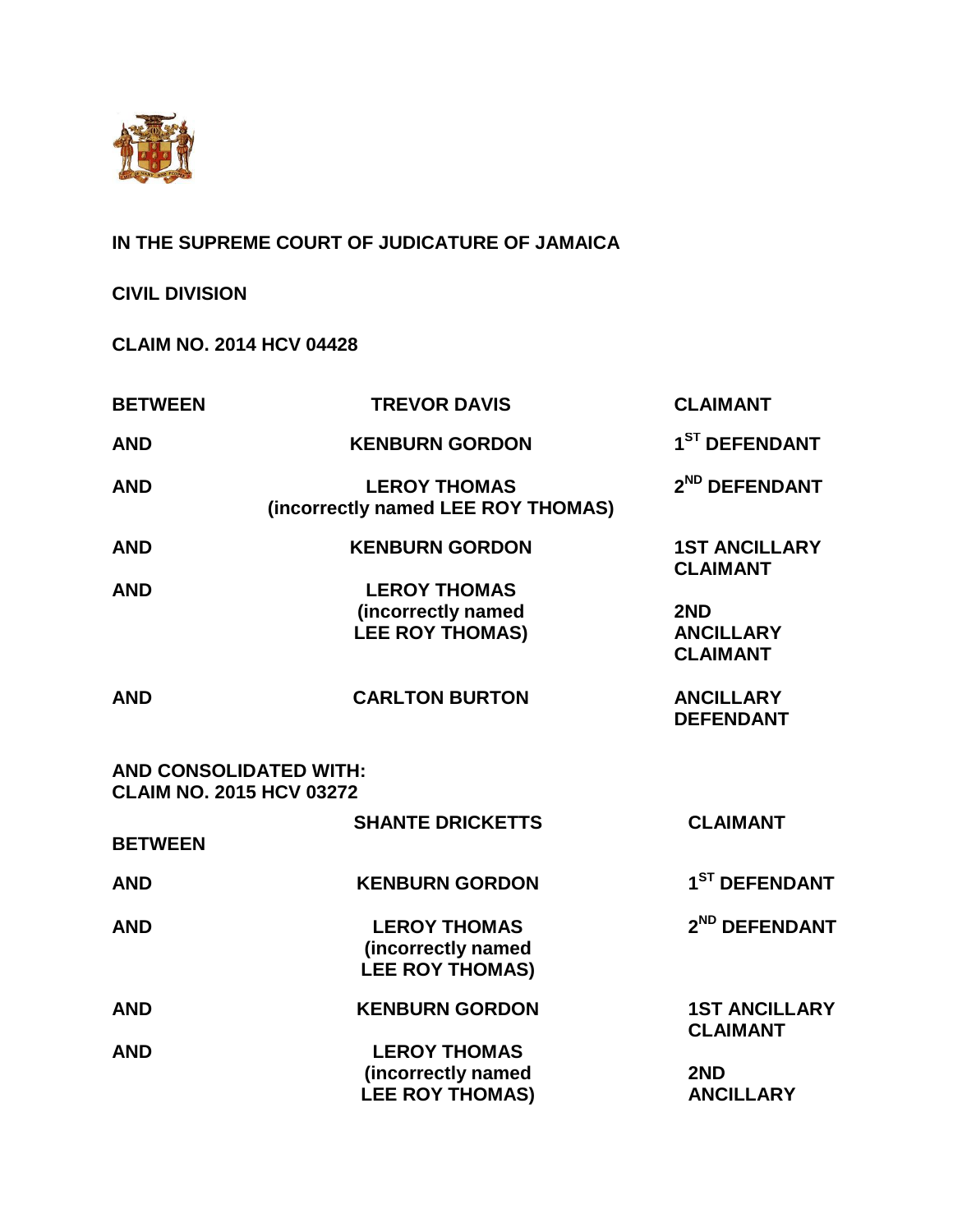**IN THE SUPREME COURT OF JUDICATURE OF JAMAICA**

**CIVIL DIVISION**

**CLAIM NO. 2014 HCV 04428**

| | | |
|---|---|---|
| **BETWEEN** | **TREVOR DAVIS** | **CLAIMANT** |
| **AND** | **KENBURN GORDON** | **1ST DEFENDANT** |
| **AND** | **LEROY THOMAS (incorrectly named LEE ROY THOMAS)** | **2ND DEFENDANT** |
| **AND** | **KENBURN GORDON** | **1ST ANCILLARY CLAIMANT** |
| **AND** | **LEROY THOMAS (incorrectly named LEE ROY THOMAS)** | **2ND ANCILLARY CLAIMANT** |
| **AND** | **CARLTON BURTON** | **ANCILLARY DEFENDANT** |

**AND CONSOLIDATED WITH:**
**CLAIM NO. 2015 HCV 03272**

| | | |
|---|---|---|
| **BETWEEN** | **SHANTE DRICKETTS** | **CLAIMANT** |
| **AND** | **KENBURN GORDON** | **1ST DEFENDANT** |
| **AND** | **LEROY THOMAS (incorrectly named LEE ROY THOMAS)** | **2ND DEFENDANT** |
| **AND** | **KENBURN GORDON** | **1ST ANCILLARY CLAIMANT** |
| **AND** | **LEROY THOMAS (incorrectly named LEE ROY THOMAS)** | **2ND ANCILLARY** |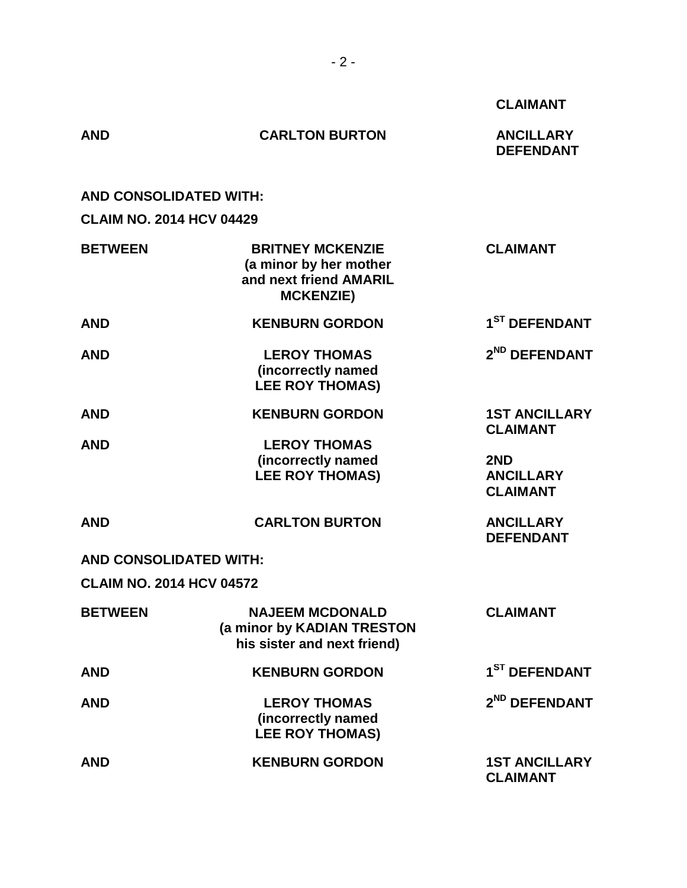**CLAIMANT**

| | | |
|---|---|---|
| **AND** | **CARLTON BURTON** | **ANCILLARY DEFENDANT** |

**AND CONSOLIDATED WITH:**

**CLAIM NO. 2014 HCV 04429**

| | | |
|---|---|---|
| **BETWEEN** | **BRITNEY MCKENZIE (a minor by her mother and next friend AMARIL MCKENZIE)** | **CLAIMANT** |
| **AND** | **KENBURN GORDON** | **1ST DEFENDANT** |
| **AND** | **LEROY THOMAS (incorrectly named LEE ROY THOMAS)** | **2ND DEFENDANT** |
| **AND** | **KENBURN GORDON** | **1ST ANCILLARY CLAIMANT** |
| **AND** | **LEROY THOMAS (incorrectly named LEE ROY THOMAS)** | **2ND ANCILLARY CLAIMANT** |
| **AND** | **CARLTON BURTON** | **ANCILLARY DEFENDANT** |

**AND CONSOLIDATED WITH:**

**CLAIM NO. 2014 HCV 04572**

| | | |
|---|---|---|
| **BETWEEN** | **NAJEEM MCDONALD (a minor by KADIAN TRESTON his sister and next friend)** | **CLAIMANT** |
| **AND** | **KENBURN GORDON** | **1ST DEFENDANT** |
| **AND** | **LEROY THOMAS (incorrectly named LEE ROY THOMAS)** | **2ND DEFENDANT** |
| **AND** | **KENBURN GORDON** | **1ST ANCILLARY CLAIMANT** |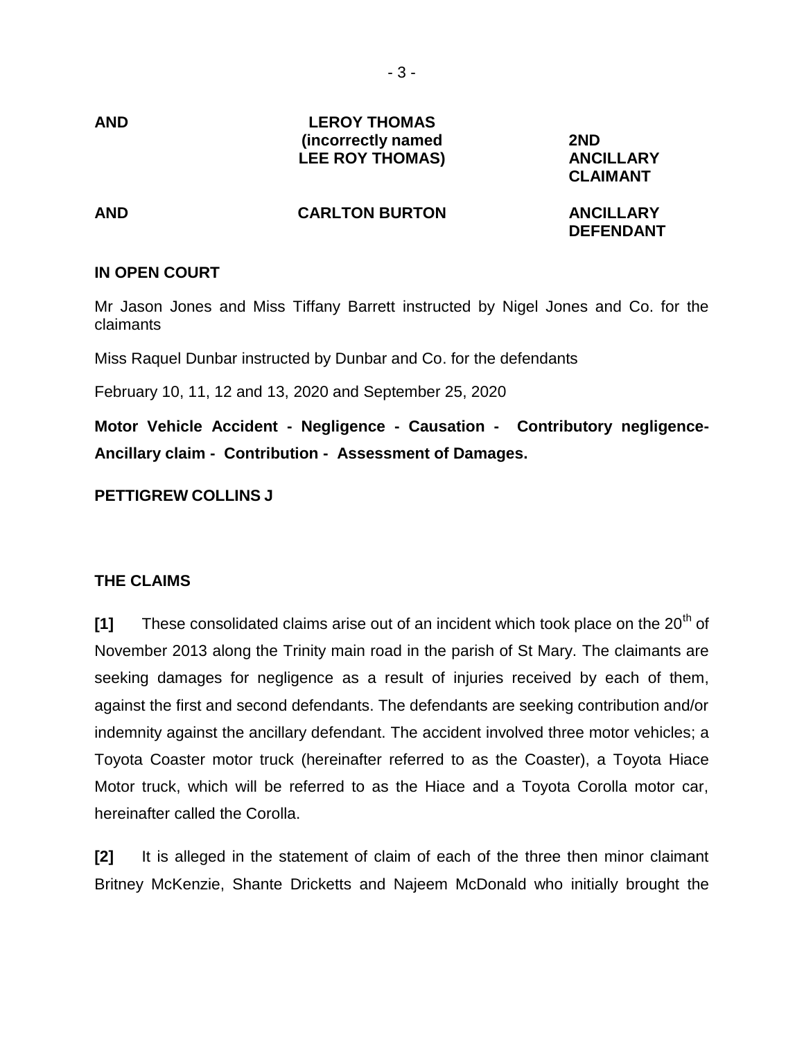| | | |
|---|---|---|
| **AND** | **LEROY THOMAS (incorrectly named LEE ROY THOMAS)** | **2ND ANCILLARY CLAIMANT** |
| **AND** | **CARLTON BURTON** | **ANCILLARY DEFENDANT** |

**IN OPEN COURT**

Mr Jason Jones and Miss Tiffany Barrett instructed by Nigel Jones and Co. for the claimants

Miss Raquel Dunbar instructed by Dunbar and Co. for the defendants

February 10, 11, 12 and 13, 2020 and September 25, 2020

**Motor Vehicle Accident - Negligence - Causation - Contributory negligence- Ancillary claim - Contribution - Assessment of Damages.**

**PETTIGREW COLLINS J**

**THE CLAIMS**

**[1]** These consolidated claims arise out of an incident which took place on the 20th of November 2013 along the Trinity main road in the parish of St Mary. The claimants are seeking damages for negligence as a result of injuries received by each of them, against the first and second defendants. The defendants are seeking contribution and/or indemnity against the ancillary defendant. The accident involved three motor vehicles; a Toyota Coaster motor truck (hereinafter referred to as the Coaster), a Toyota Hiace Motor truck, which will be referred to as the Hiace and a Toyota Corolla motor car, hereinafter called the Corolla.

**[2]** It is alleged in the statement of claim of each of the three then minor claimant Britney McKenzie, Shante Dricketts and Najeem McDonald who initially brought the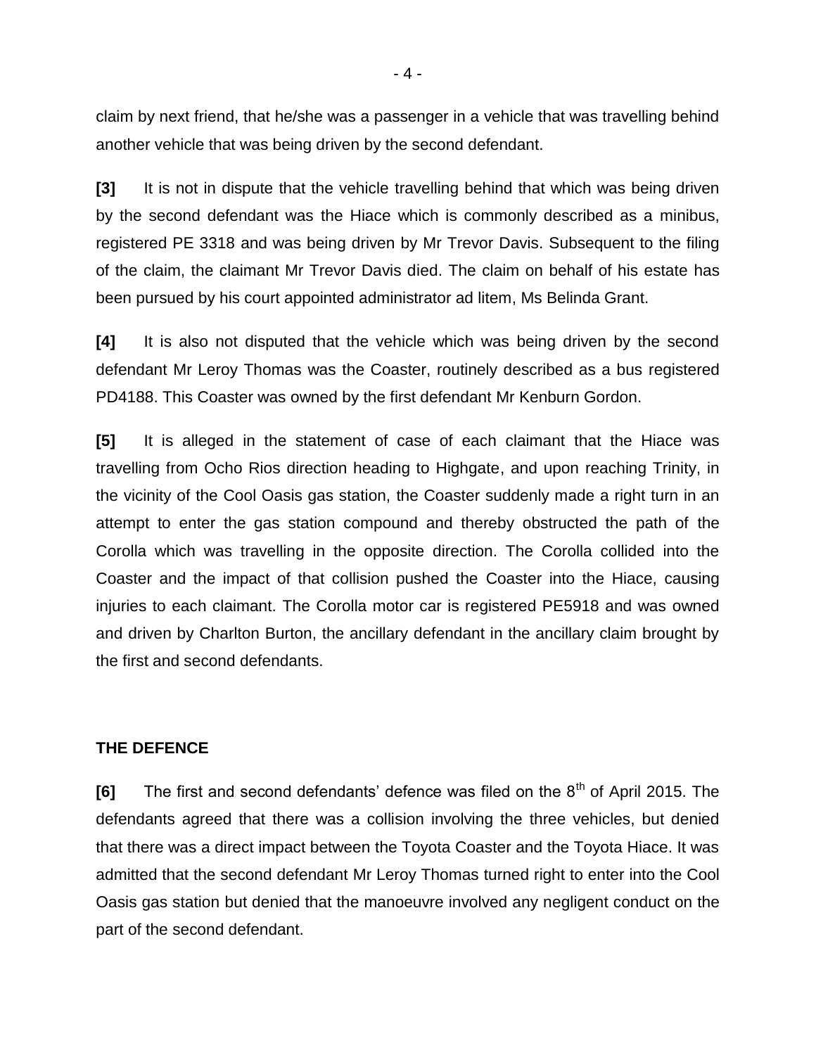claim by next friend, that he/she was a passenger in a vehicle that was travelling behind another vehicle that was being driven by the second defendant.

**[3]** It is not in dispute that the vehicle travelling behind that which was being driven by the second defendant was the Hiace which is commonly described as a minibus, registered PE 3318 and was being driven by Mr Trevor Davis. Subsequent to the filing of the claim, the claimant Mr Trevor Davis died. The claim on behalf of his estate has been pursued by his court appointed administrator ad litem, Ms Belinda Grant.

**[4]** It is also not disputed that the vehicle which was being driven by the second defendant Mr Leroy Thomas was the Coaster, routinely described as a bus registered PD4188. This Coaster was owned by the first defendant Mr Kenburn Gordon.

**[5]** It is alleged in the statement of case of each claimant that the Hiace was travelling from Ocho Rios direction heading to Highgate, and upon reaching Trinity, in the vicinity of the Cool Oasis gas station, the Coaster suddenly made a right turn in an attempt to enter the gas station compound and thereby obstructed the path of the Corolla which was travelling in the opposite direction. The Corolla collided into the Coaster and the impact of that collision pushed the Coaster into the Hiace, causing injuries to each claimant. The Corolla motor car is registered PE5918 and was owned and driven by Charlton Burton, the ancillary defendant in the ancillary claim brought by the first and second defendants.

## THE DEFENCE

**[6]** The first and second defendants' defence was filed on the 8th of April 2015. The defendants agreed that there was a collision involving the three vehicles, but denied that there was a direct impact between the Toyota Coaster and the Toyota Hiace. It was admitted that the second defendant Mr Leroy Thomas turned right to enter into the Cool Oasis gas station but denied that the manoeuvre involved any negligent conduct on the part of the second defendant.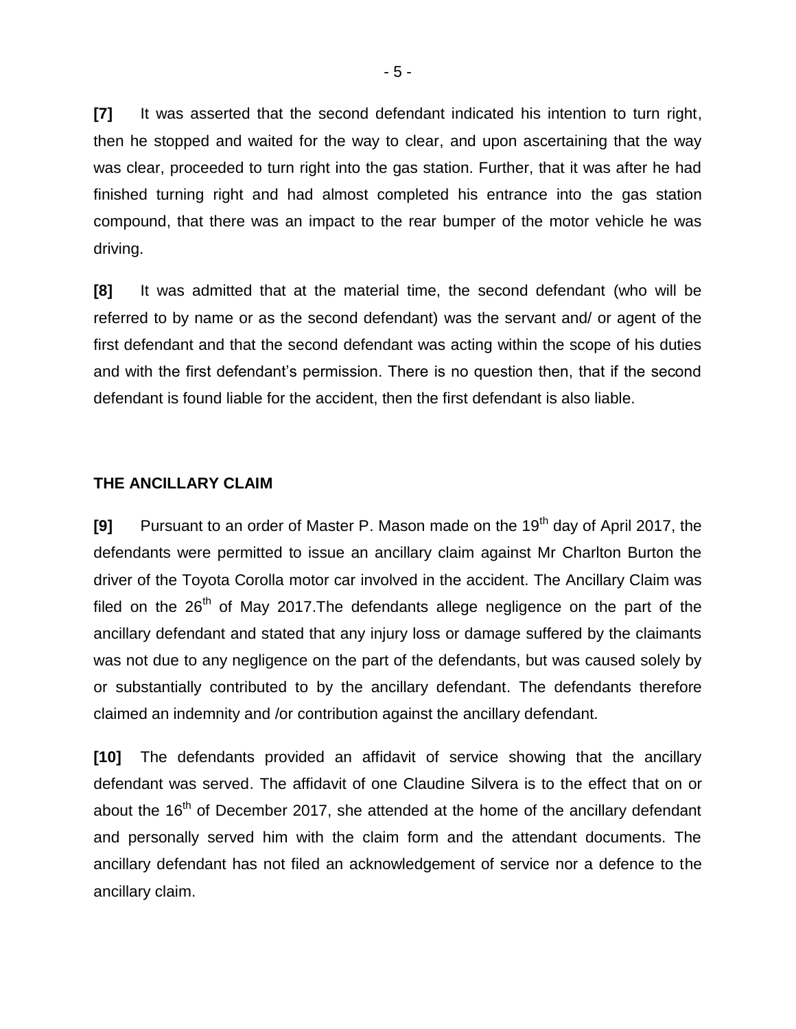**[7]** It was asserted that the second defendant indicated his intention to turn right, then he stopped and waited for the way to clear, and upon ascertaining that the way was clear, proceeded to turn right into the gas station. Further, that it was after he had finished turning right and had almost completed his entrance into the gas station compound, that there was an impact to the rear bumper of the motor vehicle he was driving.

**[8]** It was admitted that at the material time, the second defendant (who will be referred to by name or as the second defendant) was the servant and/ or agent of the first defendant and that the second defendant was acting within the scope of his duties and with the first defendant's permission. There is no question then, that if the second defendant is found liable for the accident, then the first defendant is also liable.

## THE ANCILLARY CLAIM

**[9]** Pursuant to an order of Master P. Mason made on the 19th day of April 2017, the defendants were permitted to issue an ancillary claim against Mr Charlton Burton the driver of the Toyota Corolla motor car involved in the accident. The Ancillary Claim was filed on the 26th of May 2017.The defendants allege negligence on the part of the ancillary defendant and stated that any injury loss or damage suffered by the claimants was not due to any negligence on the part of the defendants, but was caused solely by or substantially contributed to by the ancillary defendant. The defendants therefore claimed an indemnity and /or contribution against the ancillary defendant.

**[10]** The defendants provided an affidavit of service showing that the ancillary defendant was served. The affidavit of one Claudine Silvera is to the effect that on or about the 16th of December 2017, she attended at the home of the ancillary defendant and personally served him with the claim form and the attendant documents. The ancillary defendant has not filed an acknowledgement of service nor a defence to the ancillary claim.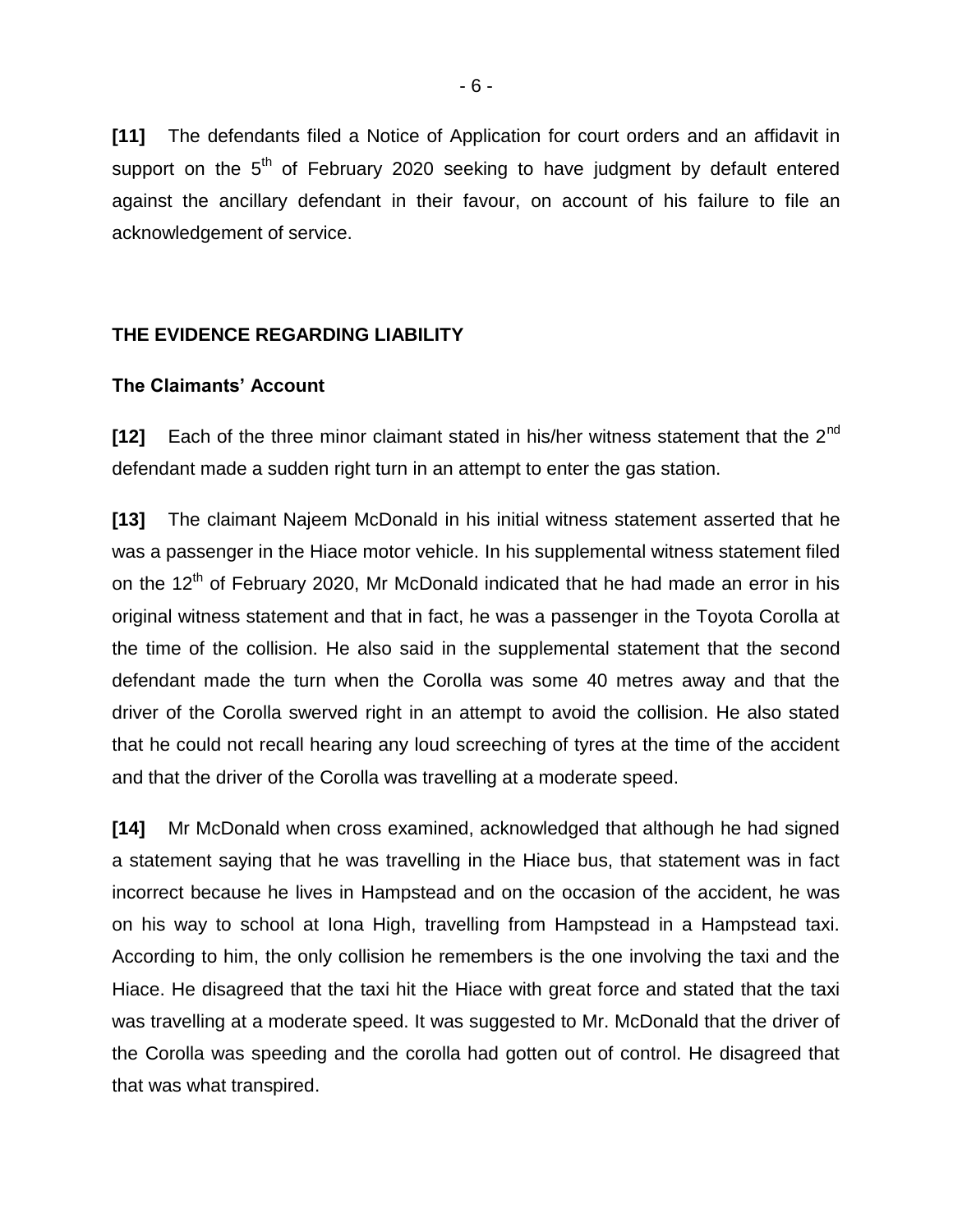**[11]** The defendants filed a Notice of Application for court orders and an affidavit in support on the 5th of February 2020 seeking to have judgment by default entered against the ancillary defendant in their favour, on account of his failure to file an acknowledgement of service.

## THE EVIDENCE REGARDING LIABILITY

### The Claimants' Account

**[12]** Each of the three minor claimant stated in his/her witness statement that the 2nd defendant made a sudden right turn in an attempt to enter the gas station.

**[13]** The claimant Najeem McDonald in his initial witness statement asserted that he was a passenger in the Hiace motor vehicle. In his supplemental witness statement filed on the 12th of February 2020, Mr McDonald indicated that he had made an error in his original witness statement and that in fact, he was a passenger in the Toyota Corolla at the time of the collision. He also said in the supplemental statement that the second defendant made the turn when the Corolla was some 40 metres away and that the driver of the Corolla swerved right in an attempt to avoid the collision. He also stated that he could not recall hearing any loud screeching of tyres at the time of the accident and that the driver of the Corolla was travelling at a moderate speed.

**[14]** Mr McDonald when cross examined, acknowledged that although he had signed a statement saying that he was travelling in the Hiace bus, that statement was in fact incorrect because he lives in Hampstead and on the occasion of the accident, he was on his way to school at Iona High, travelling from Hampstead in a Hampstead taxi. According to him, the only collision he remembers is the one involving the taxi and the Hiace. He disagreed that the taxi hit the Hiace with great force and stated that the taxi was travelling at a moderate speed. It was suggested to Mr. McDonald that the driver of the Corolla was speeding and the corolla had gotten out of control. He disagreed that that was what transpired.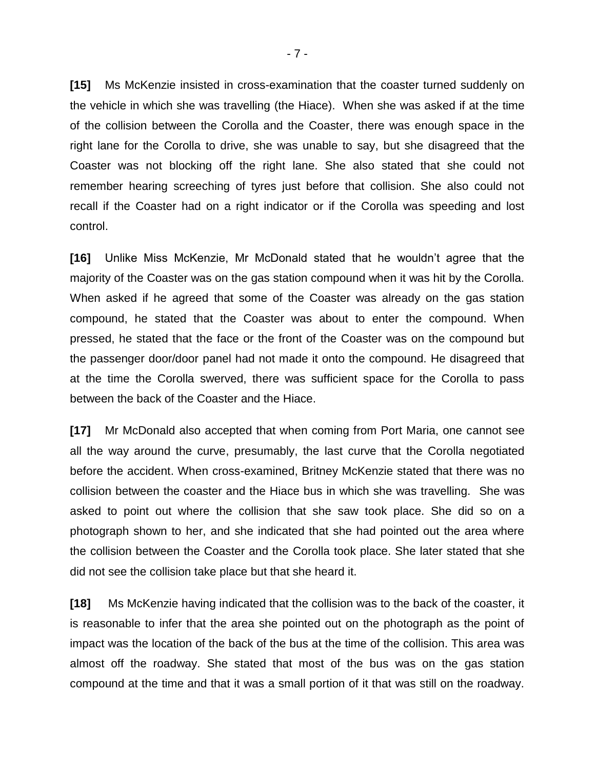**[15]** Ms McKenzie insisted in cross-examination that the coaster turned suddenly on the vehicle in which she was travelling (the Hiace). When she was asked if at the time of the collision between the Corolla and the Coaster, there was enough space in the right lane for the Corolla to drive, she was unable to say, but she disagreed that the Coaster was not blocking off the right lane. She also stated that she could not remember hearing screeching of tyres just before that collision. She also could not recall if the Coaster had on a right indicator or if the Corolla was speeding and lost control.

**[16]** Unlike Miss McKenzie, Mr McDonald stated that he wouldn't agree that the majority of the Coaster was on the gas station compound when it was hit by the Corolla. When asked if he agreed that some of the Coaster was already on the gas station compound, he stated that the Coaster was about to enter the compound. When pressed, he stated that the face or the front of the Coaster was on the compound but the passenger door/door panel had not made it onto the compound. He disagreed that at the time the Corolla swerved, there was sufficient space for the Corolla to pass between the back of the Coaster and the Hiace.

**[17]** Mr McDonald also accepted that when coming from Port Maria, one cannot see all the way around the curve, presumably, the last curve that the Corolla negotiated before the accident. When cross-examined, Britney McKenzie stated that there was no collision between the coaster and the Hiace bus in which she was travelling. She was asked to point out where the collision that she saw took place. She did so on a photograph shown to her, and she indicated that she had pointed out the area where the collision between the Coaster and the Corolla took place. She later stated that she did not see the collision take place but that she heard it.

**[18]** Ms McKenzie having indicated that the collision was to the back of the coaster, it is reasonable to infer that the area she pointed out on the photograph as the point of impact was the location of the back of the bus at the time of the collision. This area was almost off the roadway. She stated that most of the bus was on the gas station compound at the time and that it was a small portion of it that was still on the roadway.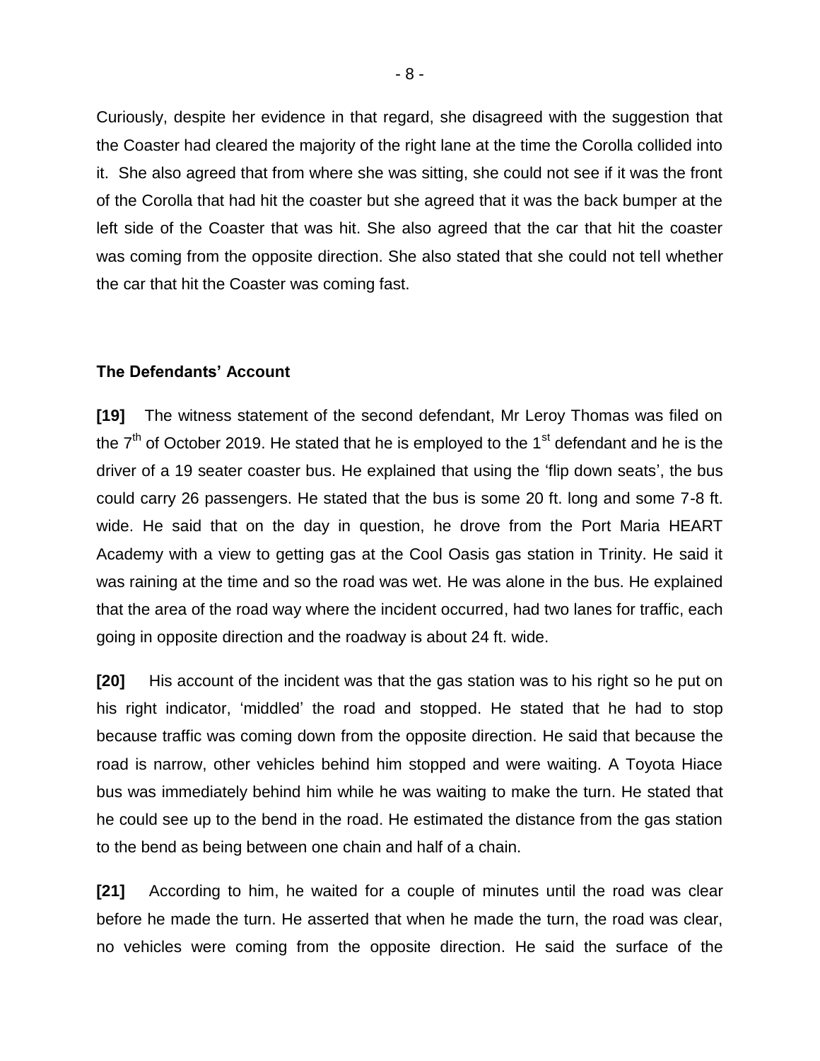Curiously, despite her evidence in that regard, she disagreed with the suggestion that the Coaster had cleared the majority of the right lane at the time the Corolla collided into it. She also agreed that from where she was sitting, she could not see if it was the front of the Corolla that had hit the coaster but she agreed that it was the back bumper at the left side of the Coaster that was hit. She also agreed that the car that hit the coaster was coming from the opposite direction. She also stated that she could not tell whether the car that hit the Coaster was coming fast.

**The Defendants' Account**

**[19]** The witness statement of the second defendant, Mr Leroy Thomas was filed on the 7th of October 2019. He stated that he is employed to the 1st defendant and he is the driver of a 19 seater coaster bus. He explained that using the 'flip down seats', the bus could carry 26 passengers. He stated that the bus is some 20 ft. long and some 7-8 ft. wide. He said that on the day in question, he drove from the Port Maria HEART Academy with a view to getting gas at the Cool Oasis gas station in Trinity. He said it was raining at the time and so the road was wet. He was alone in the bus. He explained that the area of the road way where the incident occurred, had two lanes for traffic, each going in opposite direction and the roadway is about 24 ft. wide.

**[20]** His account of the incident was that the gas station was to his right so he put on his right indicator, 'middled' the road and stopped. He stated that he had to stop because traffic was coming down from the opposite direction. He said that because the road is narrow, other vehicles behind him stopped and were waiting. A Toyota Hiace bus was immediately behind him while he was waiting to make the turn. He stated that he could see up to the bend in the road. He estimated the distance from the gas station to the bend as being between one chain and half of a chain.

**[21]** According to him, he waited for a couple of minutes until the road was clear before he made the turn. He asserted that when he made the turn, the road was clear, no vehicles were coming from the opposite direction. He said the surface of the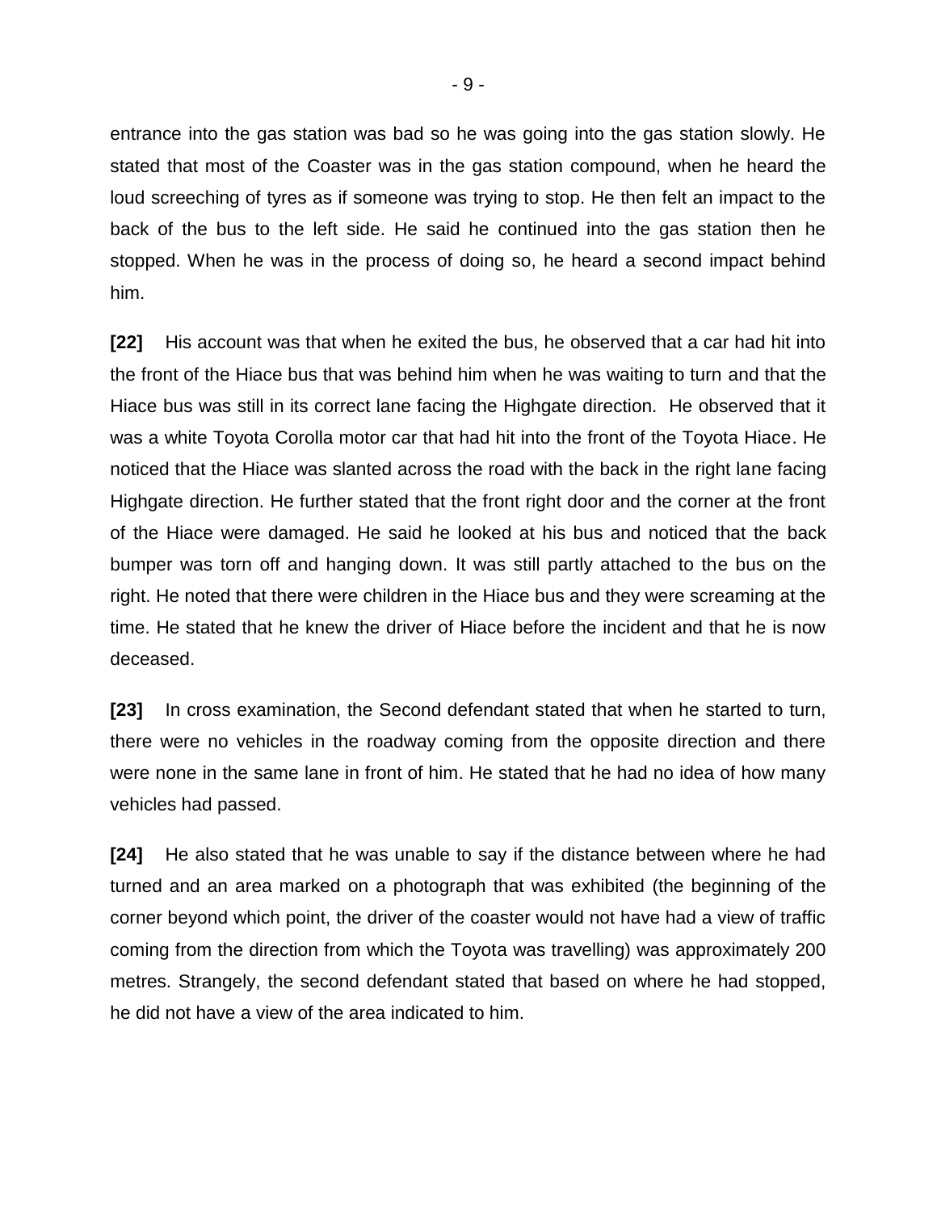entrance into the gas station was bad so he was going into the gas station slowly. He stated that most of the Coaster was in the gas station compound, when he heard the loud screeching of tyres as if someone was trying to stop. He then felt an impact to the back of the bus to the left side. He said he continued into the gas station then he stopped. When he was in the process of doing so, he heard a second impact behind him.

**[22]** His account was that when he exited the bus, he observed that a car had hit into the front of the Hiace bus that was behind him when he was waiting to turn and that the Hiace bus was still in its correct lane facing the Highgate direction. He observed that it was a white Toyota Corolla motor car that had hit into the front of the Toyota Hiace. He noticed that the Hiace was slanted across the road with the back in the right lane facing Highgate direction. He further stated that the front right door and the corner at the front of the Hiace were damaged. He said he looked at his bus and noticed that the back bumper was torn off and hanging down. It was still partly attached to the bus on the right. He noted that there were children in the Hiace bus and they were screaming at the time. He stated that he knew the driver of Hiace before the incident and that he is now deceased.

**[23]** In cross examination, the Second defendant stated that when he started to turn, there were no vehicles in the roadway coming from the opposite direction and there were none in the same lane in front of him. He stated that he had no idea of how many vehicles had passed.

**[24]** He also stated that he was unable to say if the distance between where he had turned and an area marked on a photograph that was exhibited (the beginning of the corner beyond which point, the driver of the coaster would not have had a view of traffic coming from the direction from which the Toyota was travelling) was approximately 200 metres. Strangely, the second defendant stated that based on where he had stopped, he did not have a view of the area indicated to him.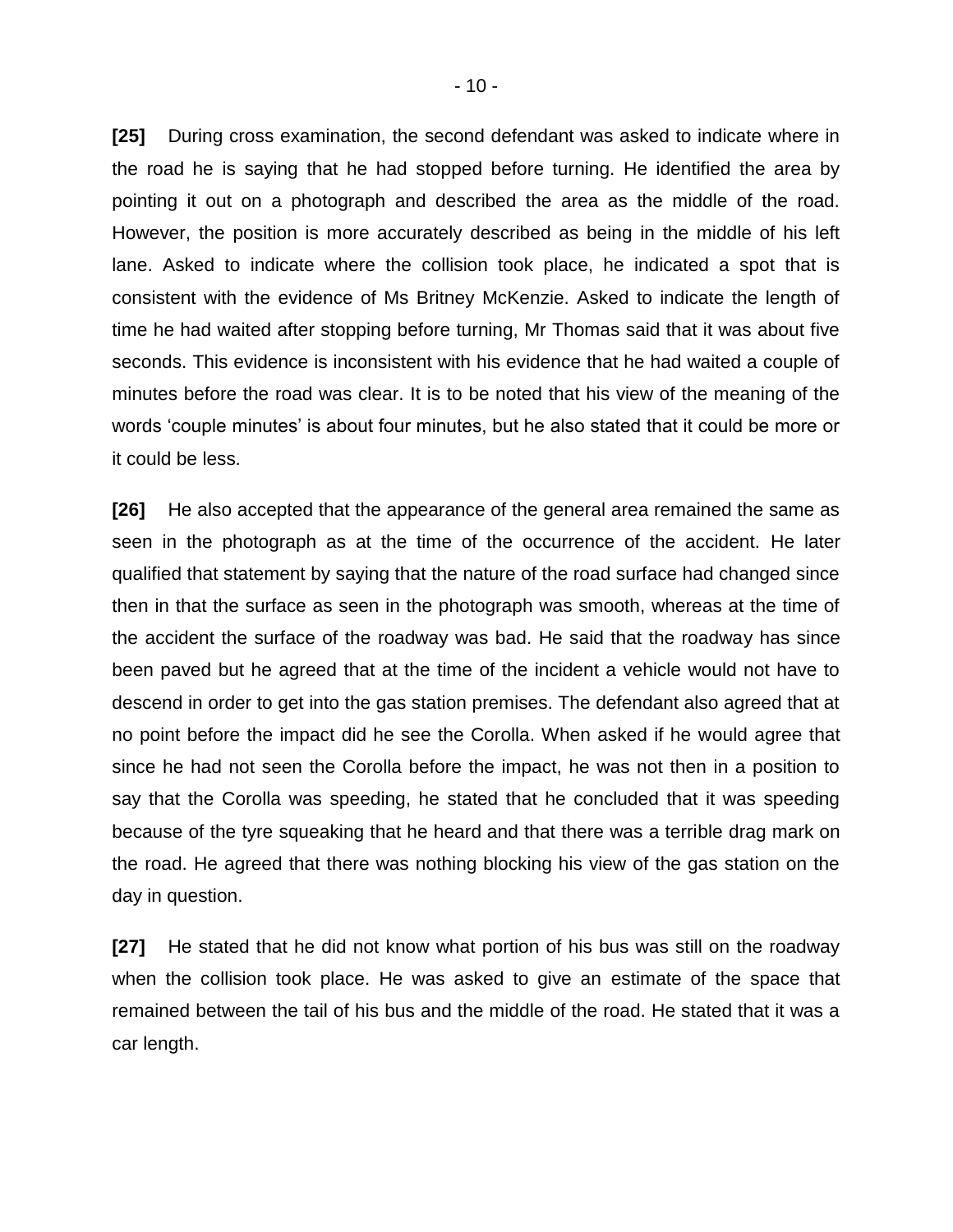**[25]** During cross examination, the second defendant was asked to indicate where in the road he is saying that he had stopped before turning. He identified the area by pointing it out on a photograph and described the area as the middle of the road. However, the position is more accurately described as being in the middle of his left lane. Asked to indicate where the collision took place, he indicated a spot that is consistent with the evidence of Ms Britney McKenzie. Asked to indicate the length of time he had waited after stopping before turning, Mr Thomas said that it was about five seconds. This evidence is inconsistent with his evidence that he had waited a couple of minutes before the road was clear. It is to be noted that his view of the meaning of the words 'couple minutes' is about four minutes, but he also stated that it could be more or it could be less.

**[26]** He also accepted that the appearance of the general area remained the same as seen in the photograph as at the time of the occurrence of the accident. He later qualified that statement by saying that the nature of the road surface had changed since then in that the surface as seen in the photograph was smooth, whereas at the time of the accident the surface of the roadway was bad. He said that the roadway has since been paved but he agreed that at the time of the incident a vehicle would not have to descend in order to get into the gas station premises. The defendant also agreed that at no point before the impact did he see the Corolla. When asked if he would agree that since he had not seen the Corolla before the impact, he was not then in a position to say that the Corolla was speeding, he stated that he concluded that it was speeding because of the tyre squeaking that he heard and that there was a terrible drag mark on the road. He agreed that there was nothing blocking his view of the gas station on the day in question.

**[27]** He stated that he did not know what portion of his bus was still on the roadway when the collision took place. He was asked to give an estimate of the space that remained between the tail of his bus and the middle of the road. He stated that it was a car length.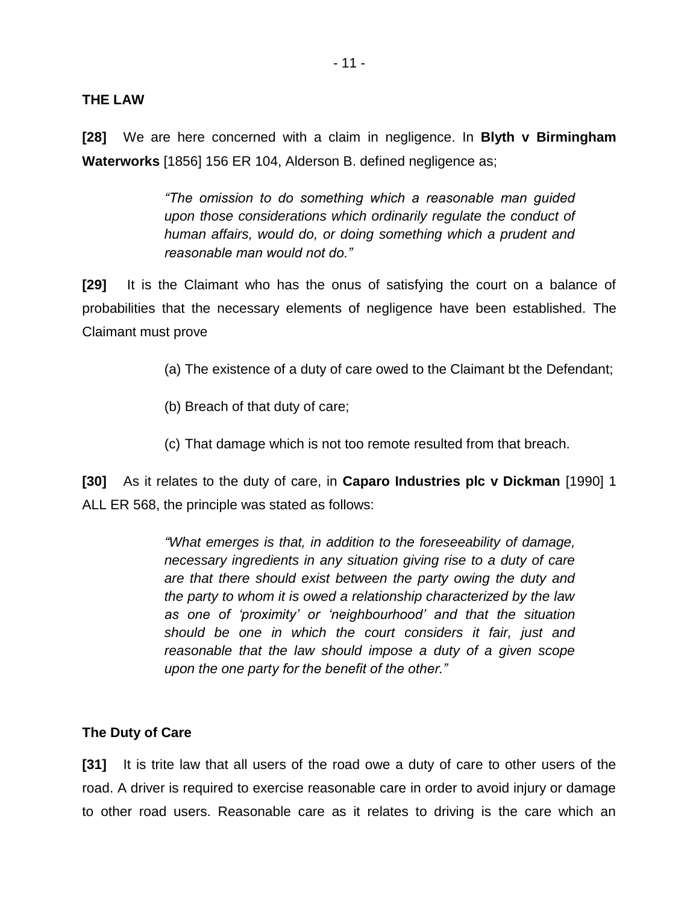**THE LAW**

**[28]** We are here concerned with a claim in negligence. In **Blyth v Birmingham Waterworks** [1856] 156 ER 104, Alderson B. defined negligence as;

> *"The omission to do something which a reasonable man guided upon those considerations which ordinarily regulate the conduct of human affairs, would do, or doing something which a prudent and reasonable man would not do."*

**[29]** It is the Claimant who has the onus of satisfying the court on a balance of probabilities that the necessary elements of negligence have been established. The Claimant must prove

> (a) The existence of a duty of care owed to the Claimant bt the Defendant;
>
> (b) Breach of that duty of care;
>
> (c) That damage which is not too remote resulted from that breach.

**[30]** As it relates to the duty of care, in **Caparo Industries plc v Dickman** [1990] 1 ALL ER 568, the principle was stated as follows:

> *"What emerges is that, in addition to the foreseeability of damage, necessary ingredients in any situation giving rise to a duty of care are that there should exist between the party owing the duty and the party to whom it is owed a relationship characterized by the law as one of 'proximity' or 'neighbourhood' and that the situation should be one in which the court considers it fair, just and reasonable that the law should impose a duty of a given scope upon the one party for the benefit of the other."*

**The Duty of Care**

**[31]** It is trite law that all users of the road owe a duty of care to other users of the road. A driver is required to exercise reasonable care in order to avoid injury or damage to other road users. Reasonable care as it relates to driving is the care which an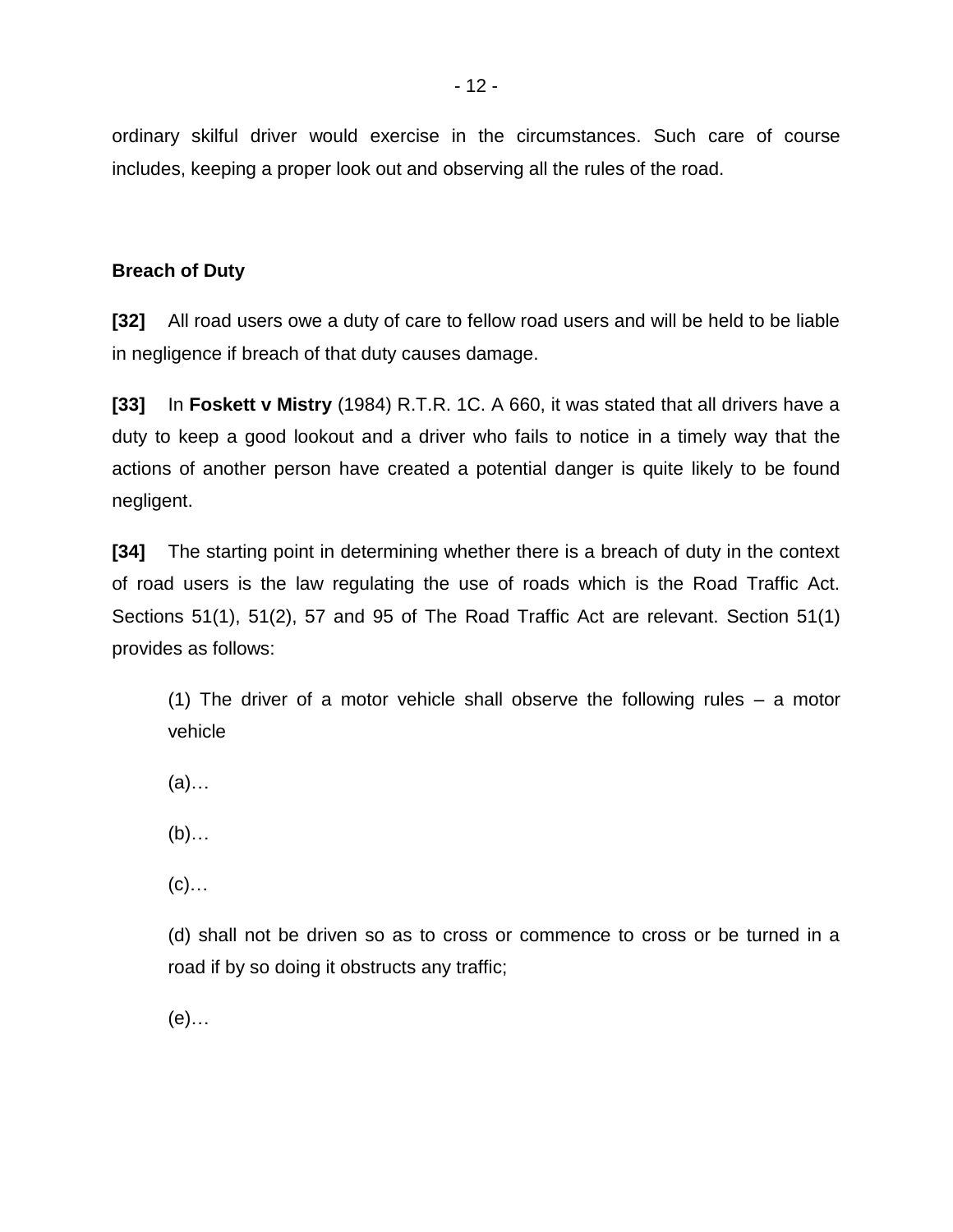ordinary skilful driver would exercise in the circumstances. Such care of course includes, keeping a proper look out and observing all the rules of the road.

**Breach of Duty**

**[32]** All road users owe a duty of care to fellow road users and will be held to be liable in negligence if breach of that duty causes damage.

**[33]** In **Foskett v Mistry** (1984) R.T.R. 1C. A 660, it was stated that all drivers have a duty to keep a good lookout and a driver who fails to notice in a timely way that the actions of another person have created a potential danger is quite likely to be found negligent.

**[34]** The starting point in determining whether there is a breach of duty in the context of road users is the law regulating the use of roads which is the Road Traffic Act. Sections 51(1), 51(2), 57 and 95 of The Road Traffic Act are relevant. Section 51(1) provides as follows:

> (1) The driver of a motor vehicle shall observe the following rules – a motor vehicle
>
> (a)…
>
> (b)…
>
> (c)…
>
> (d) shall not be driven so as to cross or commence to cross or be turned in a road if by so doing it obstructs any traffic;
>
> (e)…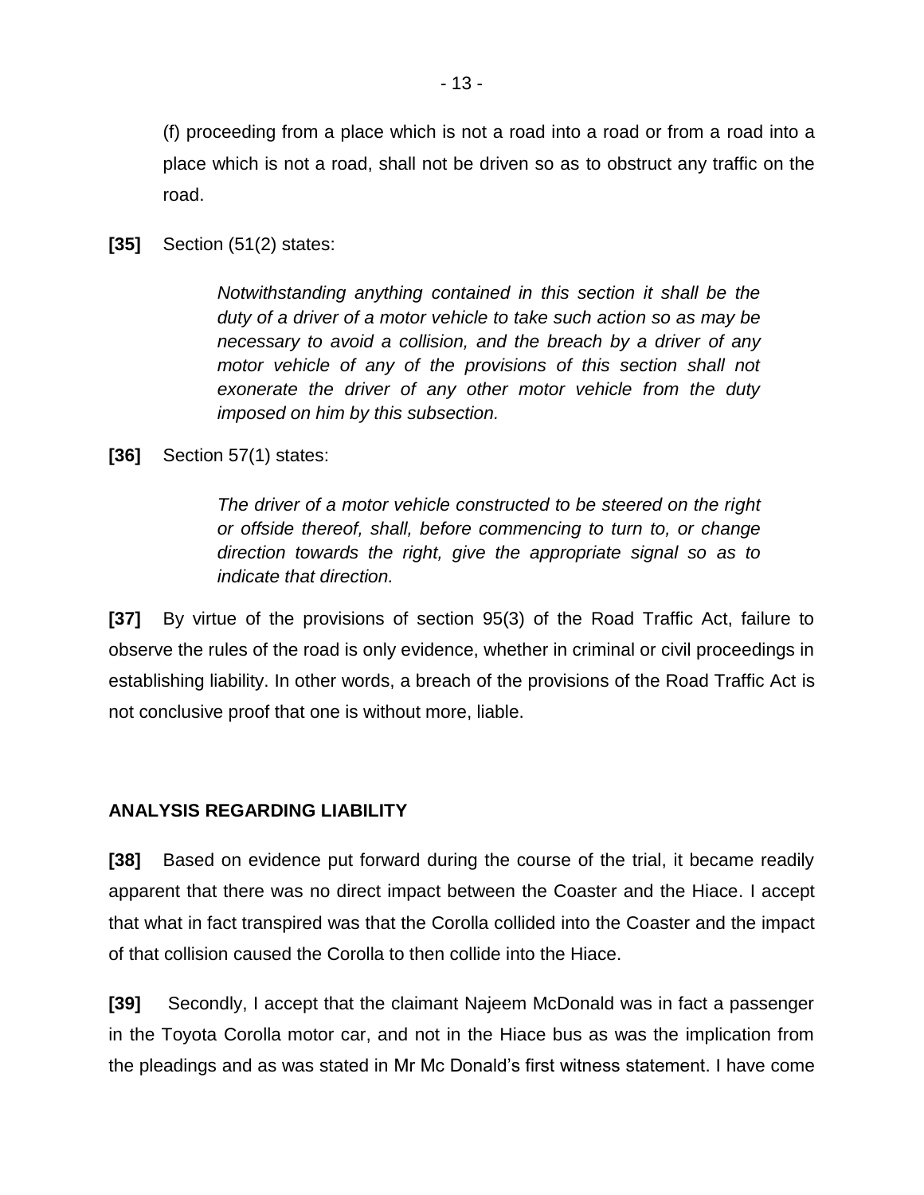(f) proceeding from a place which is not a road into a road or from a road into a place which is not a road, shall not be driven so as to obstruct any traffic on the road.

**[35]** Section (51(2) states:

> *Notwithstanding anything contained in this section it shall be the duty of a driver of a motor vehicle to take such action so as may be necessary to avoid a collision, and the breach by a driver of any motor vehicle of any of the provisions of this section shall not exonerate the driver of any other motor vehicle from the duty imposed on him by this subsection.*

**[36]** Section 57(1) states:

> *The driver of a motor vehicle constructed to be steered on the right or offside thereof, shall, before commencing to turn to, or change direction towards the right, give the appropriate signal so as to indicate that direction.*

**[37]** By virtue of the provisions of section 95(3) of the Road Traffic Act, failure to observe the rules of the road is only evidence, whether in criminal or civil proceedings in establishing liability. In other words, a breach of the provisions of the Road Traffic Act is not conclusive proof that one is without more, liable.

## ANALYSIS REGARDING LIABILITY

**[38]** Based on evidence put forward during the course of the trial, it became readily apparent that there was no direct impact between the Coaster and the Hiace. I accept that what in fact transpired was that the Corolla collided into the Coaster and the impact of that collision caused the Corolla to then collide into the Hiace.

**[39]** Secondly, I accept that the claimant Najeem McDonald was in fact a passenger in the Toyota Corolla motor car, and not in the Hiace bus as was the implication from the pleadings and as was stated in Mr Mc Donald's first witness statement. I have come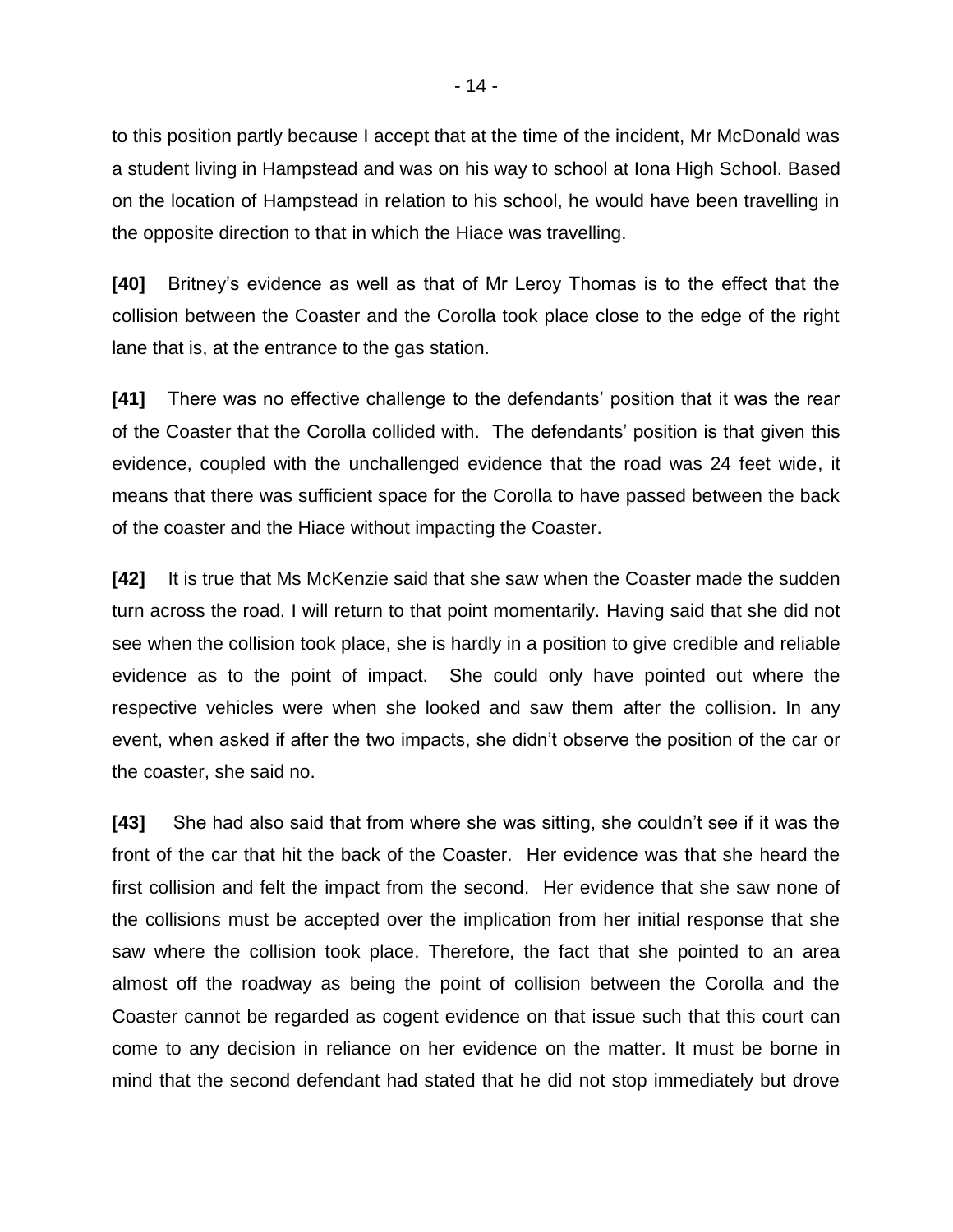to this position partly because I accept that at the time of the incident, Mr McDonald was a student living in Hampstead and was on his way to school at Iona High School. Based on the location of Hampstead in relation to his school, he would have been travelling in the opposite direction to that in which the Hiace was travelling.

**[40]** Britney's evidence as well as that of Mr Leroy Thomas is to the effect that the collision between the Coaster and the Corolla took place close to the edge of the right lane that is, at the entrance to the gas station.

**[41]** There was no effective challenge to the defendants' position that it was the rear of the Coaster that the Corolla collided with. The defendants' position is that given this evidence, coupled with the unchallenged evidence that the road was 24 feet wide, it means that there was sufficient space for the Corolla to have passed between the back of the coaster and the Hiace without impacting the Coaster.

**[42]** It is true that Ms McKenzie said that she saw when the Coaster made the sudden turn across the road. I will return to that point momentarily. Having said that she did not see when the collision took place, she is hardly in a position to give credible and reliable evidence as to the point of impact. She could only have pointed out where the respective vehicles were when she looked and saw them after the collision. In any event, when asked if after the two impacts, she didn't observe the position of the car or the coaster, she said no.

**[43]** She had also said that from where she was sitting, she couldn't see if it was the front of the car that hit the back of the Coaster. Her evidence was that she heard the first collision and felt the impact from the second. Her evidence that she saw none of the collisions must be accepted over the implication from her initial response that she saw where the collision took place. Therefore, the fact that she pointed to an area almost off the roadway as being the point of collision between the Corolla and the Coaster cannot be regarded as cogent evidence on that issue such that this court can come to any decision in reliance on her evidence on the matter. It must be borne in mind that the second defendant had stated that he did not stop immediately but drove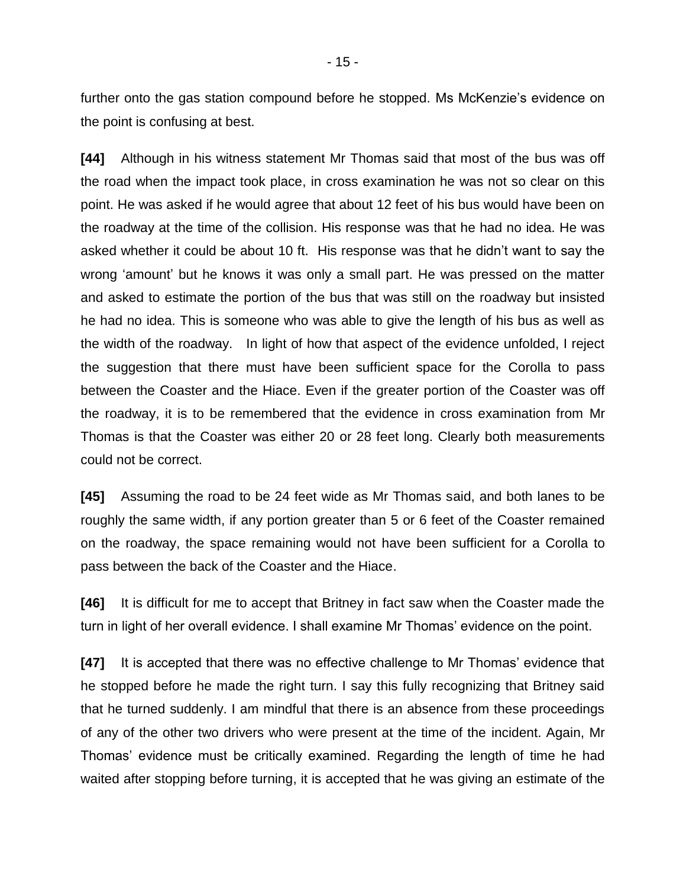further onto the gas station compound before he stopped. Ms McKenzie's evidence on the point is confusing at best.

**[44]** Although in his witness statement Mr Thomas said that most of the bus was off the road when the impact took place, in cross examination he was not so clear on this point. He was asked if he would agree that about 12 feet of his bus would have been on the roadway at the time of the collision. His response was that he had no idea. He was asked whether it could be about 10 ft. His response was that he didn't want to say the wrong 'amount' but he knows it was only a small part. He was pressed on the matter and asked to estimate the portion of the bus that was still on the roadway but insisted he had no idea. This is someone who was able to give the length of his bus as well as the width of the roadway. In light of how that aspect of the evidence unfolded, I reject the suggestion that there must have been sufficient space for the Corolla to pass between the Coaster and the Hiace. Even if the greater portion of the Coaster was off the roadway, it is to be remembered that the evidence in cross examination from Mr Thomas is that the Coaster was either 20 or 28 feet long. Clearly both measurements could not be correct.

**[45]** Assuming the road to be 24 feet wide as Mr Thomas said, and both lanes to be roughly the same width, if any portion greater than 5 or 6 feet of the Coaster remained on the roadway, the space remaining would not have been sufficient for a Corolla to pass between the back of the Coaster and the Hiace.

**[46]** It is difficult for me to accept that Britney in fact saw when the Coaster made the turn in light of her overall evidence. I shall examine Mr Thomas' evidence on the point.

**[47]** It is accepted that there was no effective challenge to Mr Thomas' evidence that he stopped before he made the right turn. I say this fully recognizing that Britney said that he turned suddenly. I am mindful that there is an absence from these proceedings of any of the other two drivers who were present at the time of the incident. Again, Mr Thomas' evidence must be critically examined. Regarding the length of time he had waited after stopping before turning, it is accepted that he was giving an estimate of the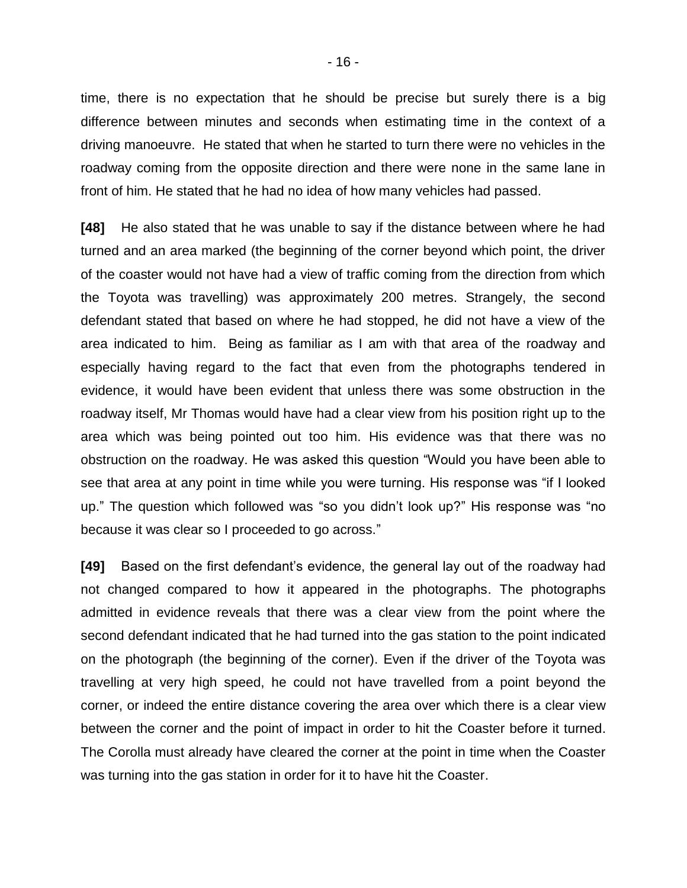time, there is no expectation that he should be precise but surely there is a big difference between minutes and seconds when estimating time in the context of a driving manoeuvre. He stated that when he started to turn there were no vehicles in the roadway coming from the opposite direction and there were none in the same lane in front of him. He stated that he had no idea of how many vehicles had passed.

**[48]** He also stated that he was unable to say if the distance between where he had turned and an area marked (the beginning of the corner beyond which point, the driver of the coaster would not have had a view of traffic coming from the direction from which the Toyota was travelling) was approximately 200 metres. Strangely, the second defendant stated that based on where he had stopped, he did not have a view of the area indicated to him. Being as familiar as I am with that area of the roadway and especially having regard to the fact that even from the photographs tendered in evidence, it would have been evident that unless there was some obstruction in the roadway itself, Mr Thomas would have had a clear view from his position right up to the area which was being pointed out too him. His evidence was that there was no obstruction on the roadway. He was asked this question "Would you have been able to see that area at any point in time while you were turning. His response was "if I looked up." The question which followed was "so you didn't look up?" His response was "no because it was clear so I proceeded to go across."

**[49]** Based on the first defendant's evidence, the general lay out of the roadway had not changed compared to how it appeared in the photographs. The photographs admitted in evidence reveals that there was a clear view from the point where the second defendant indicated that he had turned into the gas station to the point indicated on the photograph (the beginning of the corner). Even if the driver of the Toyota was travelling at very high speed, he could not have travelled from a point beyond the corner, or indeed the entire distance covering the area over which there is a clear view between the corner and the point of impact in order to hit the Coaster before it turned. The Corolla must already have cleared the corner at the point in time when the Coaster was turning into the gas station in order for it to have hit the Coaster.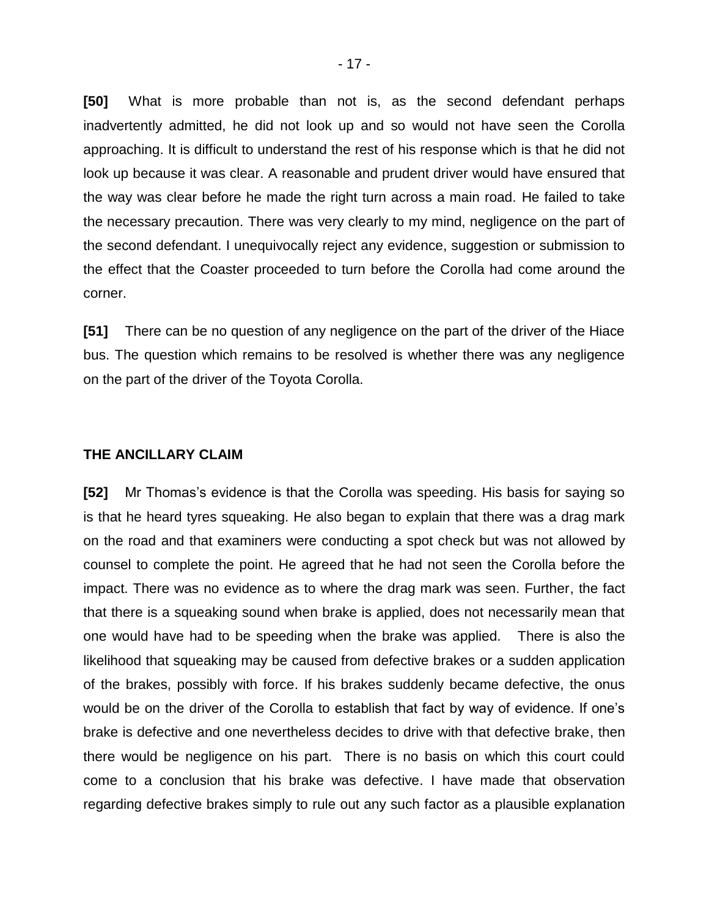**[50]** What is more probable than not is, as the second defendant perhaps inadvertently admitted, he did not look up and so would not have seen the Corolla approaching. It is difficult to understand the rest of his response which is that he did not look up because it was clear. A reasonable and prudent driver would have ensured that the way was clear before he made the right turn across a main road. He failed to take the necessary precaution. There was very clearly to my mind, negligence on the part of the second defendant. I unequivocally reject any evidence, suggestion or submission to the effect that the Coaster proceeded to turn before the Corolla had come around the corner.

**[51]** There can be no question of any negligence on the part of the driver of the Hiace bus. The question which remains to be resolved is whether there was any negligence on the part of the driver of the Toyota Corolla.

## THE ANCILLARY CLAIM

**[52]** Mr Thomas's evidence is that the Corolla was speeding. His basis for saying so is that he heard tyres squeaking. He also began to explain that there was a drag mark on the road and that examiners were conducting a spot check but was not allowed by counsel to complete the point. He agreed that he had not seen the Corolla before the impact. There was no evidence as to where the drag mark was seen. Further, the fact that there is a squeaking sound when brake is applied, does not necessarily mean that one would have had to be speeding when the brake was applied. There is also the likelihood that squeaking may be caused from defective brakes or a sudden application of the brakes, possibly with force. If his brakes suddenly became defective, the onus would be on the driver of the Corolla to establish that fact by way of evidence. If one's brake is defective and one nevertheless decides to drive with that defective brake, then there would be negligence on his part. There is no basis on which this court could come to a conclusion that his brake was defective. I have made that observation regarding defective brakes simply to rule out any such factor as a plausible explanation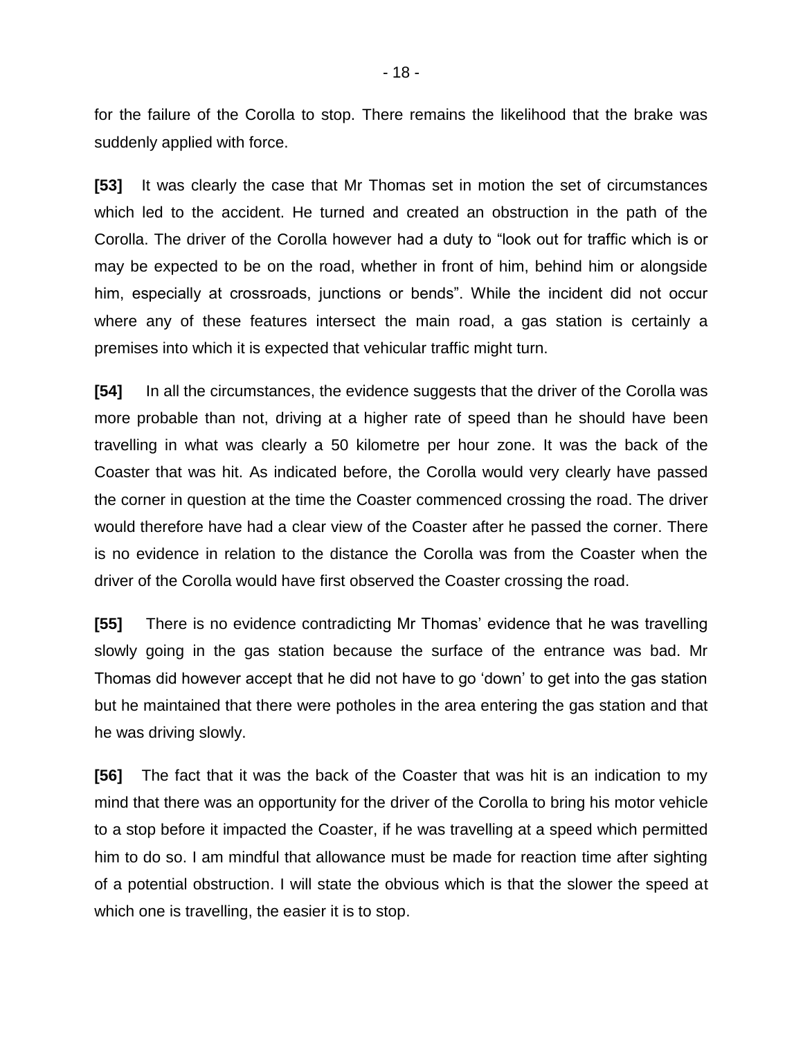for the failure of the Corolla to stop. There remains the likelihood that the brake was suddenly applied with force.

**[53]** It was clearly the case that Mr Thomas set in motion the set of circumstances which led to the accident. He turned and created an obstruction in the path of the Corolla. The driver of the Corolla however had a duty to "look out for traffic which is or may be expected to be on the road, whether in front of him, behind him or alongside him, especially at crossroads, junctions or bends". While the incident did not occur where any of these features intersect the main road, a gas station is certainly a premises into which it is expected that vehicular traffic might turn.

**[54]** In all the circumstances, the evidence suggests that the driver of the Corolla was more probable than not, driving at a higher rate of speed than he should have been travelling in what was clearly a 50 kilometre per hour zone. It was the back of the Coaster that was hit. As indicated before, the Corolla would very clearly have passed the corner in question at the time the Coaster commenced crossing the road. The driver would therefore have had a clear view of the Coaster after he passed the corner. There is no evidence in relation to the distance the Corolla was from the Coaster when the driver of the Corolla would have first observed the Coaster crossing the road.

**[55]** There is no evidence contradicting Mr Thomas' evidence that he was travelling slowly going in the gas station because the surface of the entrance was bad. Mr Thomas did however accept that he did not have to go 'down' to get into the gas station but he maintained that there were potholes in the area entering the gas station and that he was driving slowly.

**[56]** The fact that it was the back of the Coaster that was hit is an indication to my mind that there was an opportunity for the driver of the Corolla to bring his motor vehicle to a stop before it impacted the Coaster, if he was travelling at a speed which permitted him to do so. I am mindful that allowance must be made for reaction time after sighting of a potential obstruction. I will state the obvious which is that the slower the speed at which one is travelling, the easier it is to stop.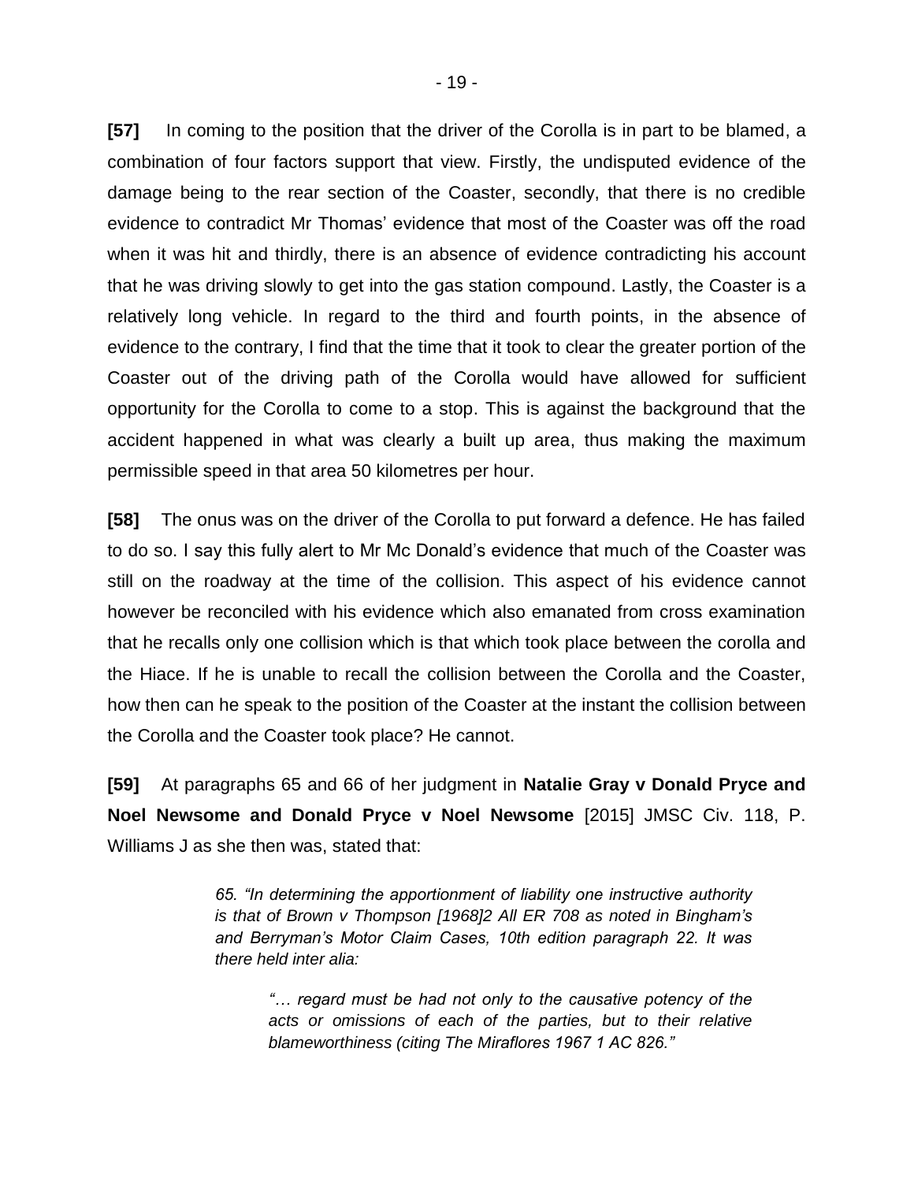**[57]** In coming to the position that the driver of the Corolla is in part to be blamed, a combination of four factors support that view. Firstly, the undisputed evidence of the damage being to the rear section of the Coaster, secondly, that there is no credible evidence to contradict Mr Thomas' evidence that most of the Coaster was off the road when it was hit and thirdly, there is an absence of evidence contradicting his account that he was driving slowly to get into the gas station compound. Lastly, the Coaster is a relatively long vehicle. In regard to the third and fourth points, in the absence of evidence to the contrary, I find that the time that it took to clear the greater portion of the Coaster out of the driving path of the Corolla would have allowed for sufficient opportunity for the Corolla to come to a stop. This is against the background that the accident happened in what was clearly a built up area, thus making the maximum permissible speed in that area 50 kilometres per hour.

**[58]** The onus was on the driver of the Corolla to put forward a defence. He has failed to do so. I say this fully alert to Mr Mc Donald's evidence that much of the Coaster was still on the roadway at the time of the collision. This aspect of his evidence cannot however be reconciled with his evidence which also emanated from cross examination that he recalls only one collision which is that which took place between the corolla and the Hiace. If he is unable to recall the collision between the Corolla and the Coaster, how then can he speak to the position of the Coaster at the instant the collision between the Corolla and the Coaster took place? He cannot.

**[59]** At paragraphs 65 and 66 of her judgment in **Natalie Gray v Donald Pryce and Noel Newsome and Donald Pryce v Noel Newsome** [2015] JMSC Civ. 118, P. Williams J as she then was, stated that:

> *65. "In determining the apportionment of liability one instructive authority is that of Brown v Thompson [1968]2 All ER 708 as noted in Bingham's and Berryman's Motor Claim Cases, 10th edition paragraph 22. It was there held inter alia:*
>
> > *"… regard must be had not only to the causative potency of the acts or omissions of each of the parties, but to their relative blameworthiness (citing The Miraflores 1967 1 AC 826."*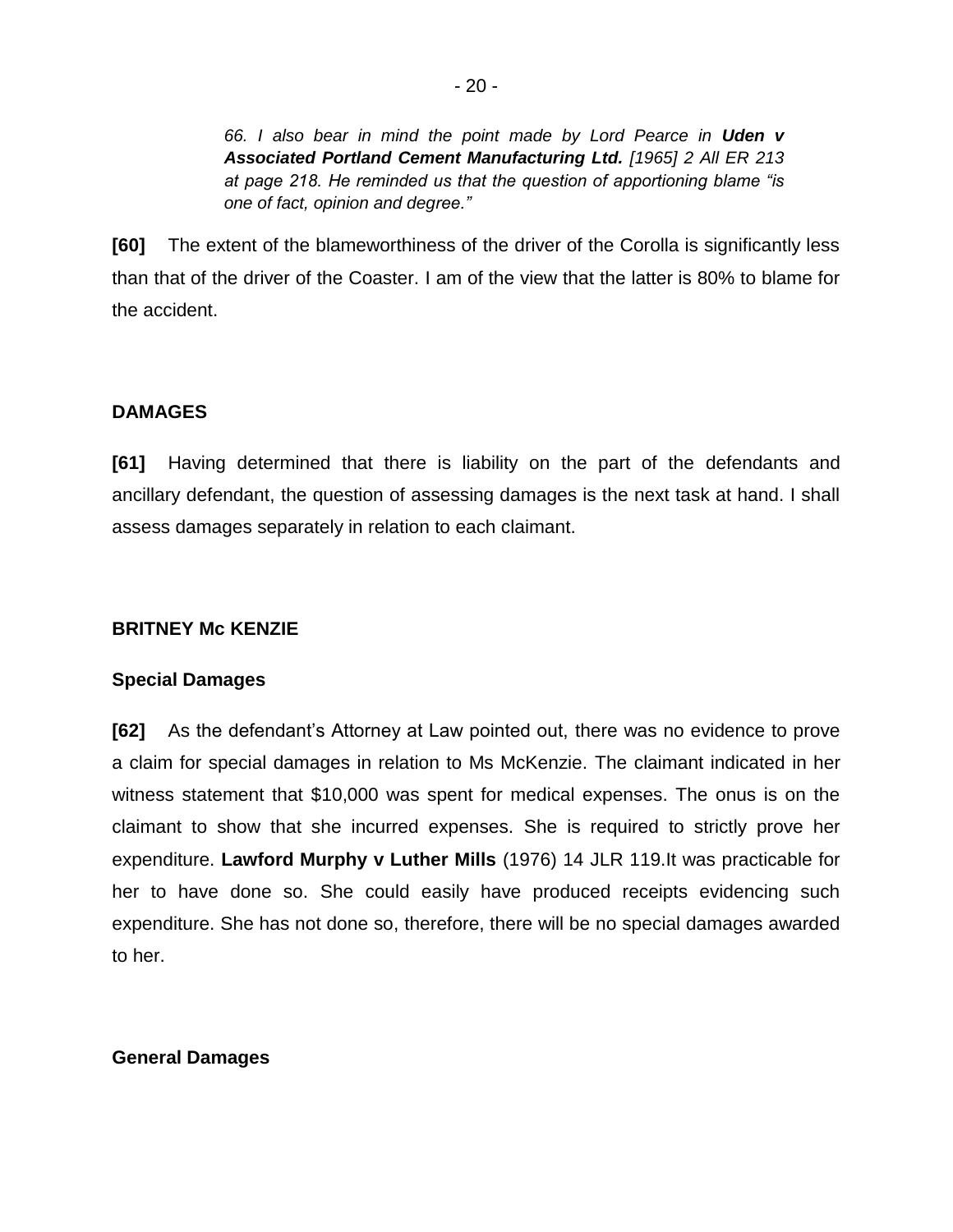> *66. I also bear in mind the point made by Lord Pearce in **Uden v Associated Portland Cement Manufacturing Ltd.** [1965] 2 All ER 213 at page 218. He reminded us that the question of apportioning blame "is one of fact, opinion and degree."*

**[60]** The extent of the blameworthiness of the driver of the Corolla is significantly less than that of the driver of the Coaster. I am of the view that the latter is 80% to blame for the accident.

**DAMAGES**

**[61]** Having determined that there is liability on the part of the defendants and ancillary defendant, the question of assessing damages is the next task at hand. I shall assess damages separately in relation to each claimant.

**BRITNEY Mc KENZIE**

**Special Damages**

**[62]** As the defendant's Attorney at Law pointed out, there was no evidence to prove a claim for special damages in relation to Ms McKenzie. The claimant indicated in her witness statement that $10,000 was spent for medical expenses. The onus is on the claimant to show that she incurred expenses. She is required to strictly prove her expenditure. **Lawford Murphy v Luther Mills** (1976) 14 JLR 119.It was practicable for her to have done so. She could easily have produced receipts evidencing such expenditure. She has not done so, therefore, there will be no special damages awarded to her.

**General Damages**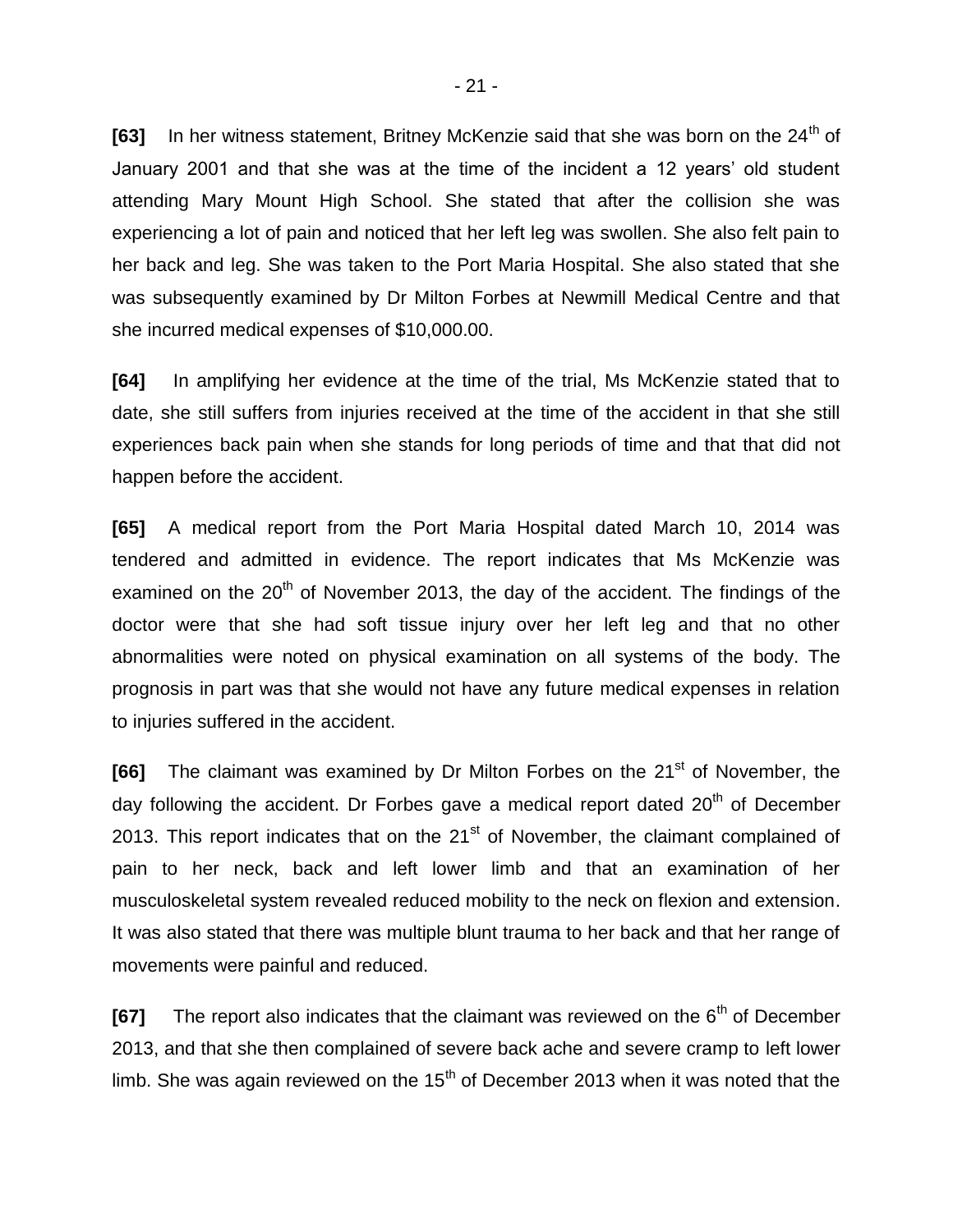**[63]** In her witness statement, Britney McKenzie said that she was born on the 24th of January 2001 and that she was at the time of the incident a 12 years' old student attending Mary Mount High School. She stated that after the collision she was experiencing a lot of pain and noticed that her left leg was swollen. She also felt pain to her back and leg. She was taken to the Port Maria Hospital. She also stated that she was subsequently examined by Dr Milton Forbes at Newmill Medical Centre and that she incurred medical expenses of $10,000.00.

**[64]** In amplifying her evidence at the time of the trial, Ms McKenzie stated that to date, she still suffers from injuries received at the time of the accident in that she still experiences back pain when she stands for long periods of time and that that did not happen before the accident.

**[65]** A medical report from the Port Maria Hospital dated March 10, 2014 was tendered and admitted in evidence. The report indicates that Ms McKenzie was examined on the 20th of November 2013, the day of the accident. The findings of the doctor were that she had soft tissue injury over her left leg and that no other abnormalities were noted on physical examination on all systems of the body. The prognosis in part was that she would not have any future medical expenses in relation to injuries suffered in the accident.

**[66]** The claimant was examined by Dr Milton Forbes on the 21st of November, the day following the accident. Dr Forbes gave a medical report dated 20th of December 2013. This report indicates that on the 21st of November, the claimant complained of pain to her neck, back and left lower limb and that an examination of her musculoskeletal system revealed reduced mobility to the neck on flexion and extension. It was also stated that there was multiple blunt trauma to her back and that her range of movements were painful and reduced.

**[67]** The report also indicates that the claimant was reviewed on the 6th of December 2013, and that she then complained of severe back ache and severe cramp to left lower limb. She was again reviewed on the 15th of December 2013 when it was noted that the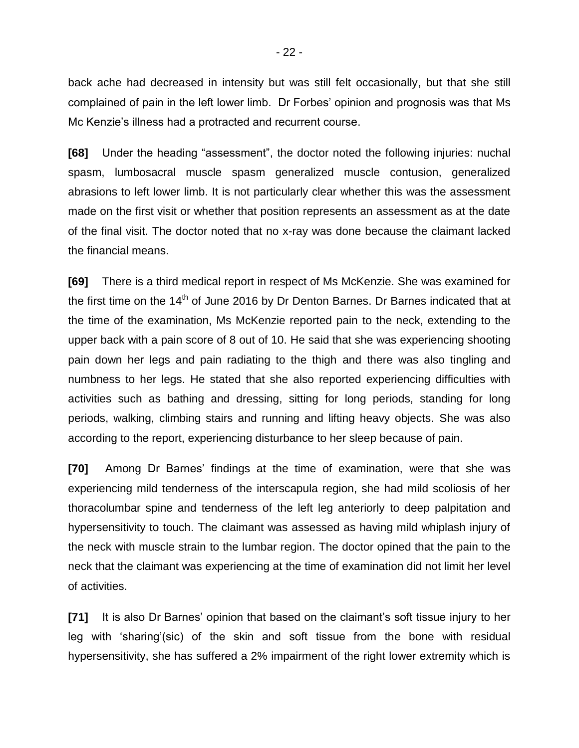back ache had decreased in intensity but was still felt occasionally, but that she still complained of pain in the left lower limb. Dr Forbes' opinion and prognosis was that Ms Mc Kenzie's illness had a protracted and recurrent course.

**[68]** Under the heading "assessment", the doctor noted the following injuries: nuchal spasm, lumbosacral muscle spasm generalized muscle contusion, generalized abrasions to left lower limb. It is not particularly clear whether this was the assessment made on the first visit or whether that position represents an assessment as at the date of the final visit. The doctor noted that no x-ray was done because the claimant lacked the financial means.

**[69]** There is a third medical report in respect of Ms McKenzie. She was examined for the first time on the 14th of June 2016 by Dr Denton Barnes. Dr Barnes indicated that at the time of the examination, Ms McKenzie reported pain to the neck, extending to the upper back with a pain score of 8 out of 10. He said that she was experiencing shooting pain down her legs and pain radiating to the thigh and there was also tingling and numbness to her legs. He stated that she also reported experiencing difficulties with activities such as bathing and dressing, sitting for long periods, standing for long periods, walking, climbing stairs and running and lifting heavy objects. She was also according to the report, experiencing disturbance to her sleep because of pain.

**[70]** Among Dr Barnes' findings at the time of examination, were that she was experiencing mild tenderness of the interscapula region, she had mild scoliosis of her thoracolumbar spine and tenderness of the left leg anteriorly to deep palpitation and hypersensitivity to touch. The claimant was assessed as having mild whiplash injury of the neck with muscle strain to the lumbar region. The doctor opined that the pain to the neck that the claimant was experiencing at the time of examination did not limit her level of activities.

**[71]** It is also Dr Barnes' opinion that based on the claimant's soft tissue injury to her leg with 'sharing'(sic) of the skin and soft tissue from the bone with residual hypersensitivity, she has suffered a 2% impairment of the right lower extremity which is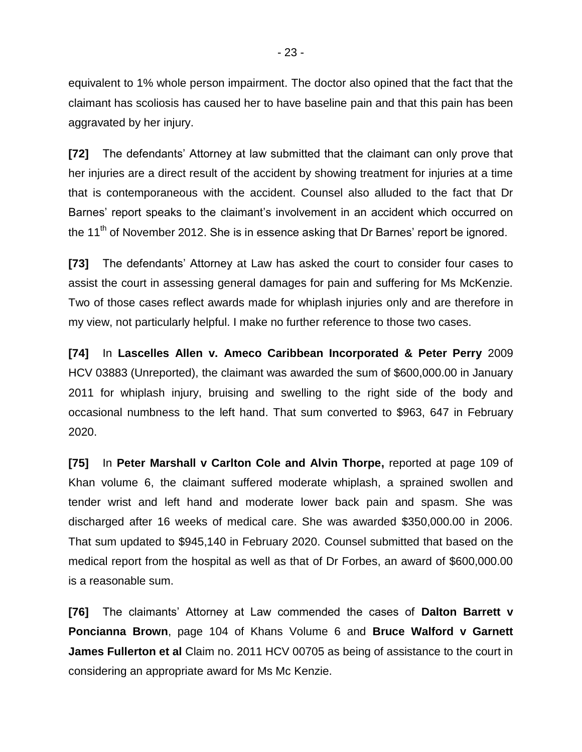equivalent to 1% whole person impairment. The doctor also opined that the fact that the claimant has scoliosis has caused her to have baseline pain and that this pain has been aggravated by her injury.

**[72]** The defendants' Attorney at law submitted that the claimant can only prove that her injuries are a direct result of the accident by showing treatment for injuries at a time that is contemporaneous with the accident. Counsel also alluded to the fact that Dr Barnes' report speaks to the claimant's involvement in an accident which occurred on the 11th of November 2012. She is in essence asking that Dr Barnes' report be ignored.

**[73]** The defendants' Attorney at Law has asked the court to consider four cases to assist the court in assessing general damages for pain and suffering for Ms McKenzie. Two of those cases reflect awards made for whiplash injuries only and are therefore in my view, not particularly helpful. I make no further reference to those two cases.

**[74]** In **Lascelles Allen v. Ameco Caribbean Incorporated & Peter Perry** 2009 HCV 03883 (Unreported), the claimant was awarded the sum of $600,000.00 in January 2011 for whiplash injury, bruising and swelling to the right side of the body and occasional numbness to the left hand. That sum converted to $963, 647 in February 2020.

**[75]** In **Peter Marshall v Carlton Cole and Alvin Thorpe,** reported at page 109 of Khan volume 6, the claimant suffered moderate whiplash, a sprained swollen and tender wrist and left hand and moderate lower back pain and spasm. She was discharged after 16 weeks of medical care. She was awarded $350,000.00 in 2006. That sum updated to $945,140 in February 2020. Counsel submitted that based on the medical report from the hospital as well as that of Dr Forbes, an award of $600,000.00 is a reasonable sum.

**[76]** The claimants' Attorney at Law commended the cases of **Dalton Barrett v Poncianna Brown**, page 104 of Khans Volume 6 and **Bruce Walford v Garnett James Fullerton et al** Claim no. 2011 HCV 00705 as being of assistance to the court in considering an appropriate award for Ms Mc Kenzie.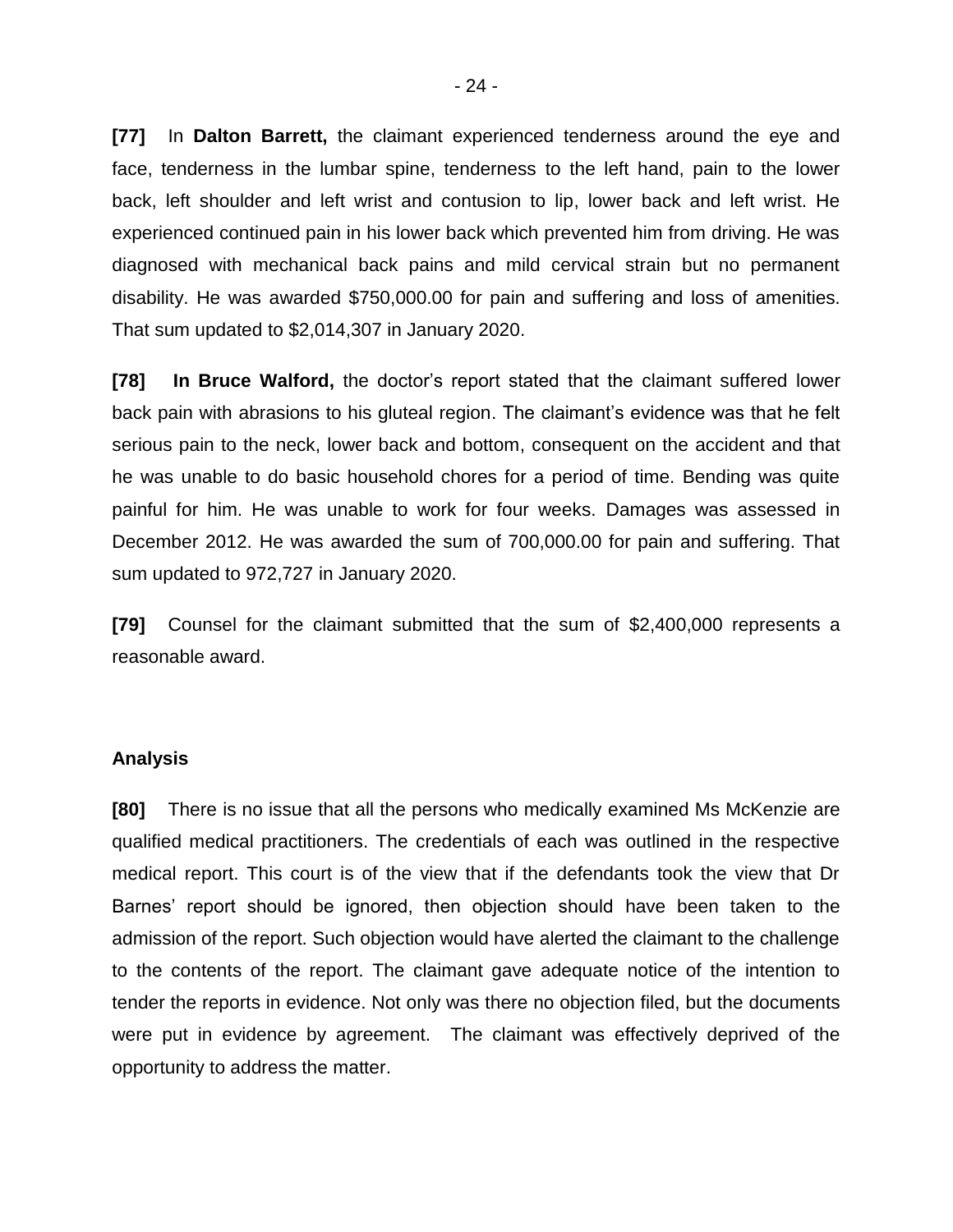**[77]** In **Dalton Barrett,** the claimant experienced tenderness around the eye and face, tenderness in the lumbar spine, tenderness to the left hand, pain to the lower back, left shoulder and left wrist and contusion to lip, lower back and left wrist. He experienced continued pain in his lower back which prevented him from driving. He was diagnosed with mechanical back pains and mild cervical strain but no permanent disability. He was awarded $750,000.00 for pain and suffering and loss of amenities. That sum updated to $2,014,307 in January 2020.

**[78]** **In Bruce Walford,** the doctor's report stated that the claimant suffered lower back pain with abrasions to his gluteal region. The claimant's evidence was that he felt serious pain to the neck, lower back and bottom, consequent on the accident and that he was unable to do basic household chores for a period of time. Bending was quite painful for him. He was unable to work for four weeks. Damages was assessed in December 2012. He was awarded the sum of 700,000.00 for pain and suffering. That sum updated to 972,727 in January 2020.

**[79]** Counsel for the claimant submitted that the sum of $2,400,000 represents a reasonable award.

### Analysis

**[80]** There is no issue that all the persons who medically examined Ms McKenzie are qualified medical practitioners. The credentials of each was outlined in the respective medical report. This court is of the view that if the defendants took the view that Dr Barnes' report should be ignored, then objection should have been taken to the admission of the report. Such objection would have alerted the claimant to the challenge to the contents of the report. The claimant gave adequate notice of the intention to tender the reports in evidence. Not only was there no objection filed, but the documents were put in evidence by agreement. The claimant was effectively deprived of the opportunity to address the matter.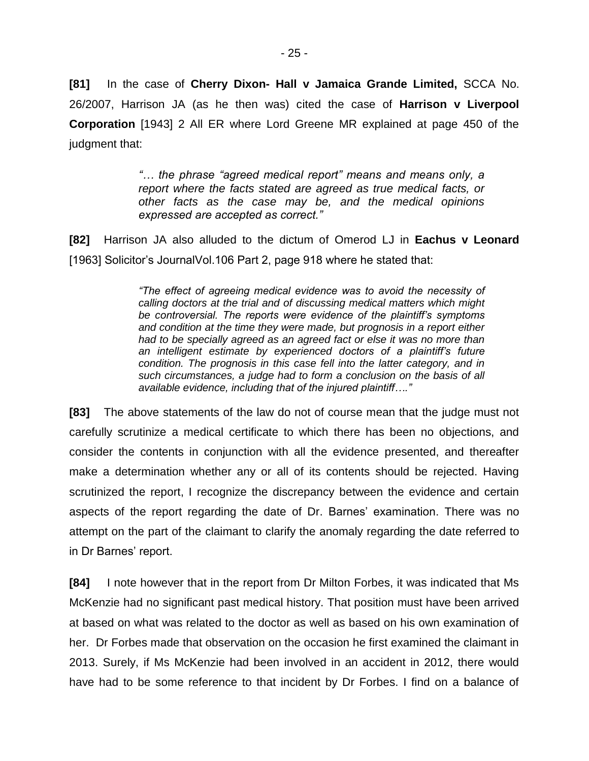**[81]** In the case of **Cherry Dixon- Hall v Jamaica Grande Limited,** SCCA No. 26/2007, Harrison JA (as he then was) cited the case of **Harrison v Liverpool Corporation** [1943] 2 All ER where Lord Greene MR explained at page 450 of the judgment that:

> *"… the phrase "agreed medical report" means and means only, a report where the facts stated are agreed as true medical facts, or other facts as the case may be, and the medical opinions expressed are accepted as correct."*

**[82]** Harrison JA also alluded to the dictum of Omerod LJ in **Eachus v Leonard** [1963] Solicitor's JournalVol.106 Part 2, page 918 where he stated that:

> *"The effect of agreeing medical evidence was to avoid the necessity of calling doctors at the trial and of discussing medical matters which might be controversial. The reports were evidence of the plaintiff's symptoms and condition at the time they were made, but prognosis in a report either had to be specially agreed as an agreed fact or else it was no more than an intelligent estimate by experienced doctors of a plaintiff's future condition. The prognosis in this case fell into the latter category, and in such circumstances, a judge had to form a conclusion on the basis of all available evidence, including that of the injured plaintiff…."*

**[83]** The above statements of the law do not of course mean that the judge must not carefully scrutinize a medical certificate to which there has been no objections, and consider the contents in conjunction with all the evidence presented, and thereafter make a determination whether any or all of its contents should be rejected. Having scrutinized the report, I recognize the discrepancy between the evidence and certain aspects of the report regarding the date of Dr. Barnes' examination. There was no attempt on the part of the claimant to clarify the anomaly regarding the date referred to in Dr Barnes' report.

**[84]** I note however that in the report from Dr Milton Forbes, it was indicated that Ms McKenzie had no significant past medical history. That position must have been arrived at based on what was related to the doctor as well as based on his own examination of her. Dr Forbes made that observation on the occasion he first examined the claimant in 2013. Surely, if Ms McKenzie had been involved in an accident in 2012, there would have had to be some reference to that incident by Dr Forbes. I find on a balance of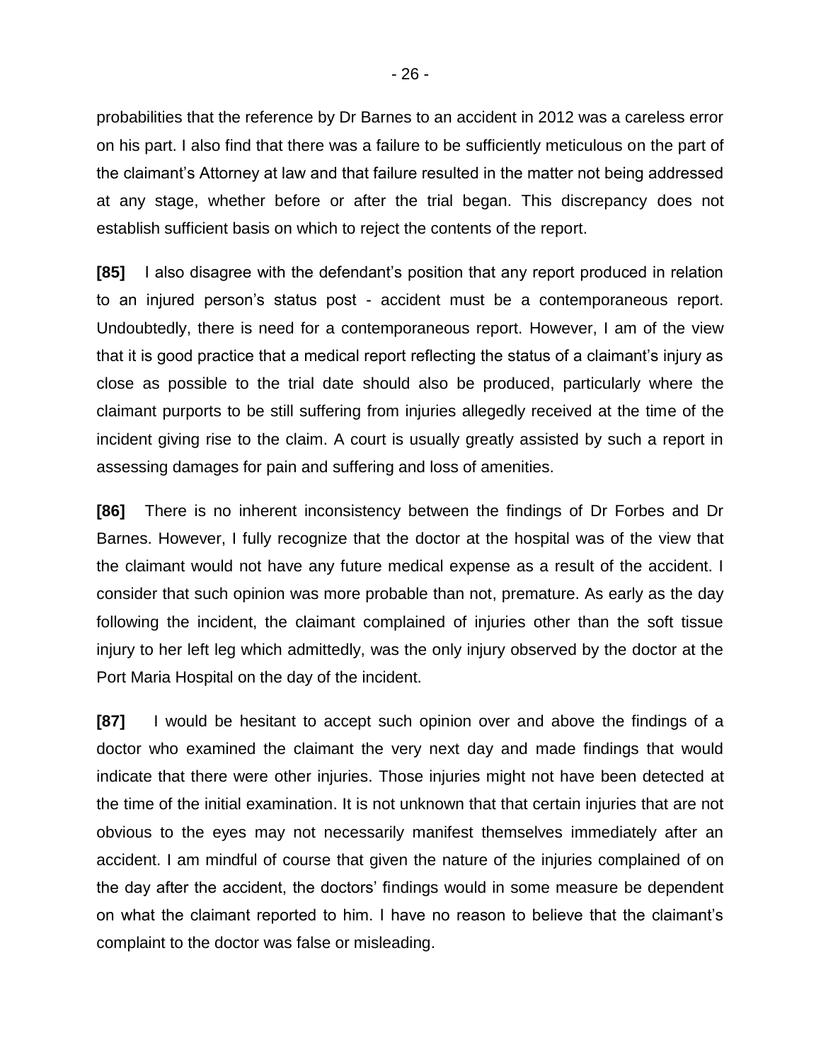probabilities that the reference by Dr Barnes to an accident in 2012 was a careless error on his part. I also find that there was a failure to be sufficiently meticulous on the part of the claimant's Attorney at law and that failure resulted in the matter not being addressed at any stage, whether before or after the trial began. This discrepancy does not establish sufficient basis on which to reject the contents of the report.

**[85]** I also disagree with the defendant's position that any report produced in relation to an injured person's status post - accident must be a contemporaneous report. Undoubtedly, there is need for a contemporaneous report. However, I am of the view that it is good practice that a medical report reflecting the status of a claimant's injury as close as possible to the trial date should also be produced, particularly where the claimant purports to be still suffering from injuries allegedly received at the time of the incident giving rise to the claim. A court is usually greatly assisted by such a report in assessing damages for pain and suffering and loss of amenities.

**[86]** There is no inherent inconsistency between the findings of Dr Forbes and Dr Barnes. However, I fully recognize that the doctor at the hospital was of the view that the claimant would not have any future medical expense as a result of the accident. I consider that such opinion was more probable than not, premature. As early as the day following the incident, the claimant complained of injuries other than the soft tissue injury to her left leg which admittedly, was the only injury observed by the doctor at the Port Maria Hospital on the day of the incident.

**[87]** I would be hesitant to accept such opinion over and above the findings of a doctor who examined the claimant the very next day and made findings that would indicate that there were other injuries. Those injuries might not have been detected at the time of the initial examination. It is not unknown that that certain injuries that are not obvious to the eyes may not necessarily manifest themselves immediately after an accident. I am mindful of course that given the nature of the injuries complained of on the day after the accident, the doctors' findings would in some measure be dependent on what the claimant reported to him. I have no reason to believe that the claimant's complaint to the doctor was false or misleading.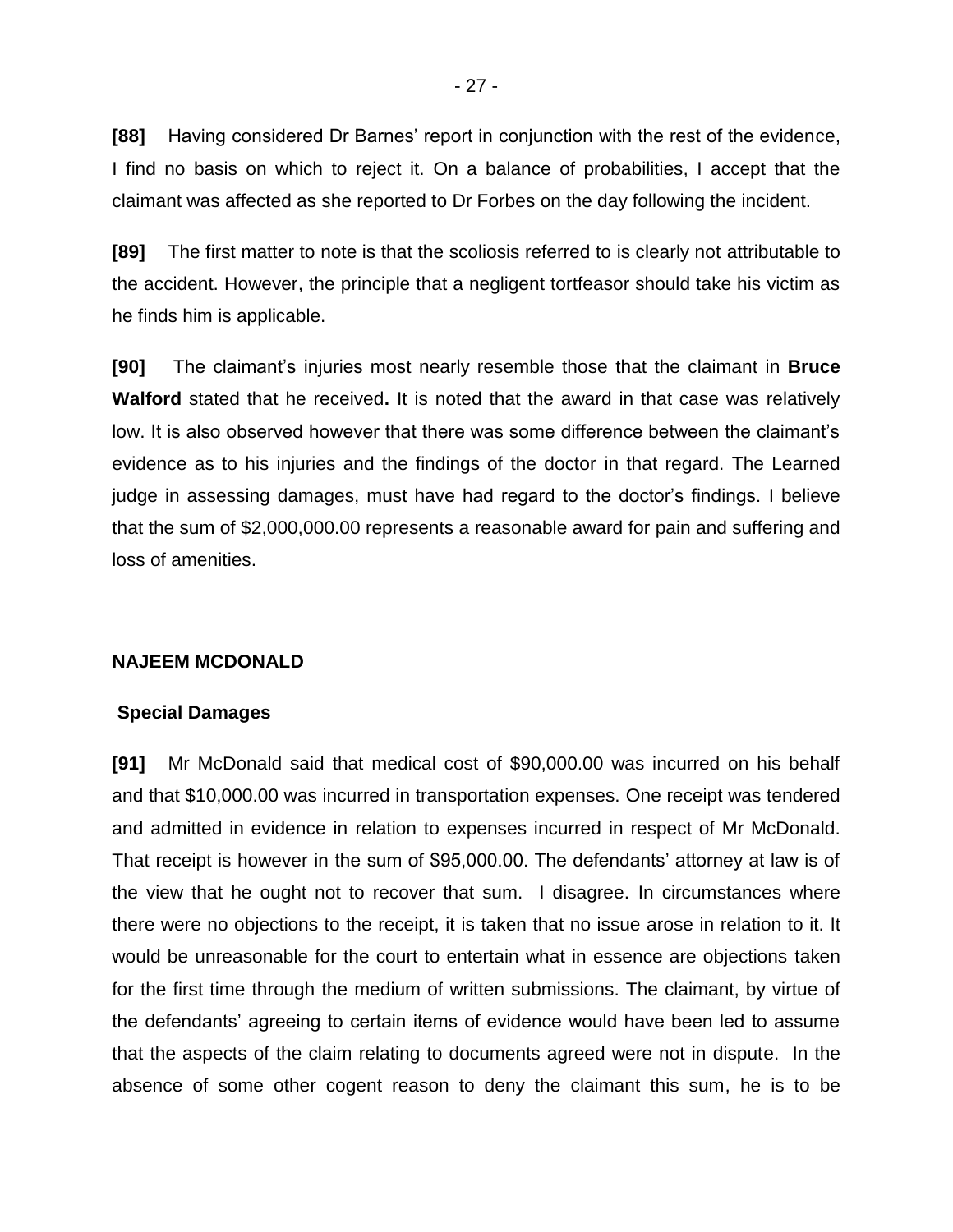**[88]** Having considered Dr Barnes' report in conjunction with the rest of the evidence, I find no basis on which to reject it. On a balance of probabilities, I accept that the claimant was affected as she reported to Dr Forbes on the day following the incident.

**[89]** The first matter to note is that the scoliosis referred to is clearly not attributable to the accident. However, the principle that a negligent tortfeasor should take his victim as he finds him is applicable.

**[90]** The claimant's injuries most nearly resemble those that the claimant in **Bruce Walford** stated that he received**.** It is noted that the award in that case was relatively low. It is also observed however that there was some difference between the claimant's evidence as to his injuries and the findings of the doctor in that regard. The Learned judge in assessing damages, must have had regard to the doctor's findings. I believe that the sum of $2,000,000.00 represents a reasonable award for pain and suffering and loss of amenities.

**NAJEEM MCDONALD**

**Special Damages**

**[91]** Mr McDonald said that medical cost of $90,000.00 was incurred on his behalf and that $10,000.00 was incurred in transportation expenses. One receipt was tendered and admitted in evidence in relation to expenses incurred in respect of Mr McDonald. That receipt is however in the sum of $95,000.00. The defendants' attorney at law is of the view that he ought not to recover that sum. I disagree. In circumstances where there were no objections to the receipt, it is taken that no issue arose in relation to it. It would be unreasonable for the court to entertain what in essence are objections taken for the first time through the medium of written submissions. The claimant, by virtue of the defendants' agreeing to certain items of evidence would have been led to assume that the aspects of the claim relating to documents agreed were not in dispute. In the absence of some other cogent reason to deny the claimant this sum, he is to be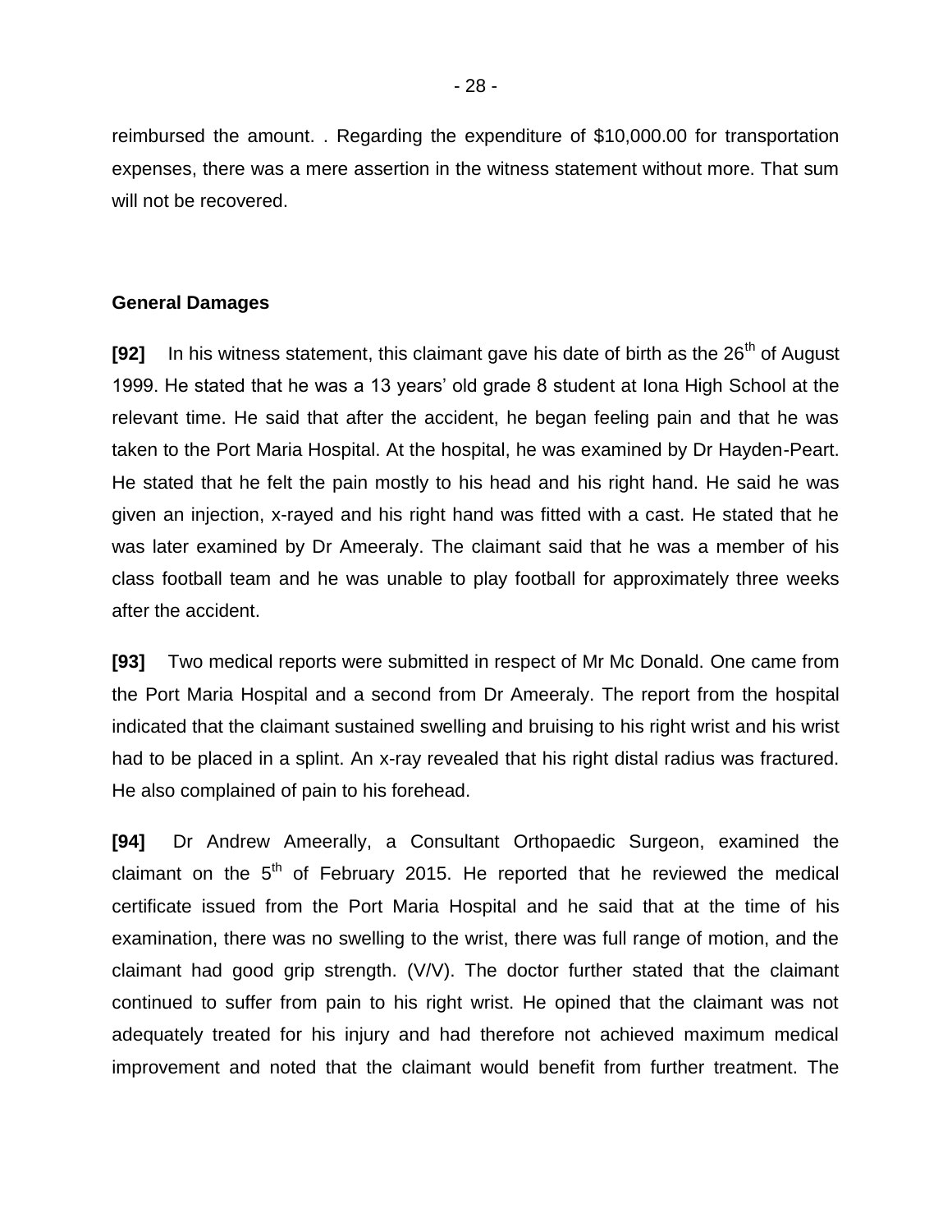reimbursed the amount. . Regarding the expenditure of $10,000.00 for transportation expenses, there was a mere assertion in the witness statement without more. That sum will not be recovered.

**General Damages**

**[92]** In his witness statement, this claimant gave his date of birth as the 26th of August 1999. He stated that he was a 13 years' old grade 8 student at Iona High School at the relevant time. He said that after the accident, he began feeling pain and that he was taken to the Port Maria Hospital. At the hospital, he was examined by Dr Hayden-Peart. He stated that he felt the pain mostly to his head and his right hand. He said he was given an injection, x-rayed and his right hand was fitted with a cast. He stated that he was later examined by Dr Ameeraly. The claimant said that he was a member of his class football team and he was unable to play football for approximately three weeks after the accident.

**[93]** Two medical reports were submitted in respect of Mr Mc Donald. One came from the Port Maria Hospital and a second from Dr Ameeraly. The report from the hospital indicated that the claimant sustained swelling and bruising to his right wrist and his wrist had to be placed in a splint. An x-ray revealed that his right distal radius was fractured. He also complained of pain to his forehead.

**[94]** Dr Andrew Ameerally, a Consultant Orthopaedic Surgeon, examined the claimant on the 5th of February 2015. He reported that he reviewed the medical certificate issued from the Port Maria Hospital and he said that at the time of his examination, there was no swelling to the wrist, there was full range of motion, and the claimant had good grip strength. (V/V). The doctor further stated that the claimant continued to suffer from pain to his right wrist. He opined that the claimant was not adequately treated for his injury and had therefore not achieved maximum medical improvement and noted that the claimant would benefit from further treatment. The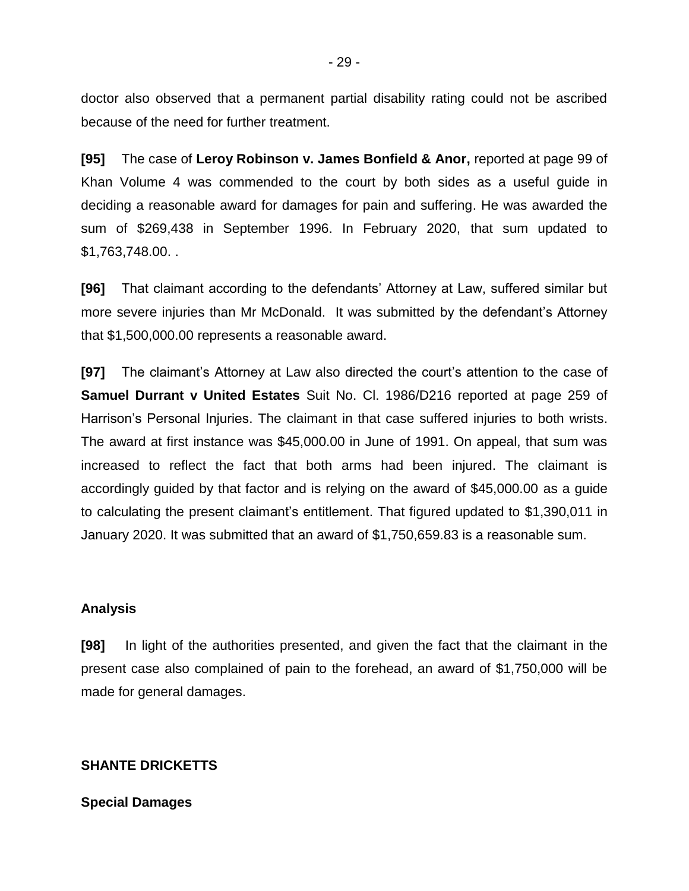doctor also observed that a permanent partial disability rating could not be ascribed because of the need for further treatment.

**[95]** The case of **Leroy Robinson v. James Bonfield & Anor,** reported at page 99 of Khan Volume 4 was commended to the court by both sides as a useful guide in deciding a reasonable award for damages for pain and suffering. He was awarded the sum of $269,438 in September 1996. In February 2020, that sum updated to $1,763,748.00. .

**[96]** That claimant according to the defendants' Attorney at Law, suffered similar but more severe injuries than Mr McDonald. It was submitted by the defendant's Attorney that $1,500,000.00 represents a reasonable award.

**[97]** The claimant's Attorney at Law also directed the court's attention to the case of **Samuel Durrant v United Estates** Suit No. Cl. 1986/D216 reported at page 259 of Harrison's Personal Injuries. The claimant in that case suffered injuries to both wrists. The award at first instance was $45,000.00 in June of 1991. On appeal, that sum was increased to reflect the fact that both arms had been injured. The claimant is accordingly guided by that factor and is relying on the award of $45,000.00 as a guide to calculating the present claimant's entitlement. That figured updated to $1,390,011 in January 2020. It was submitted that an award of $1,750,659.83 is a reasonable sum.

### Analysis

**[98]** In light of the authorities presented, and given the fact that the claimant in the present case also complained of pain to the forehead, an award of $1,750,000 will be made for general damages.

### SHANTE DRICKETTS

### Special Damages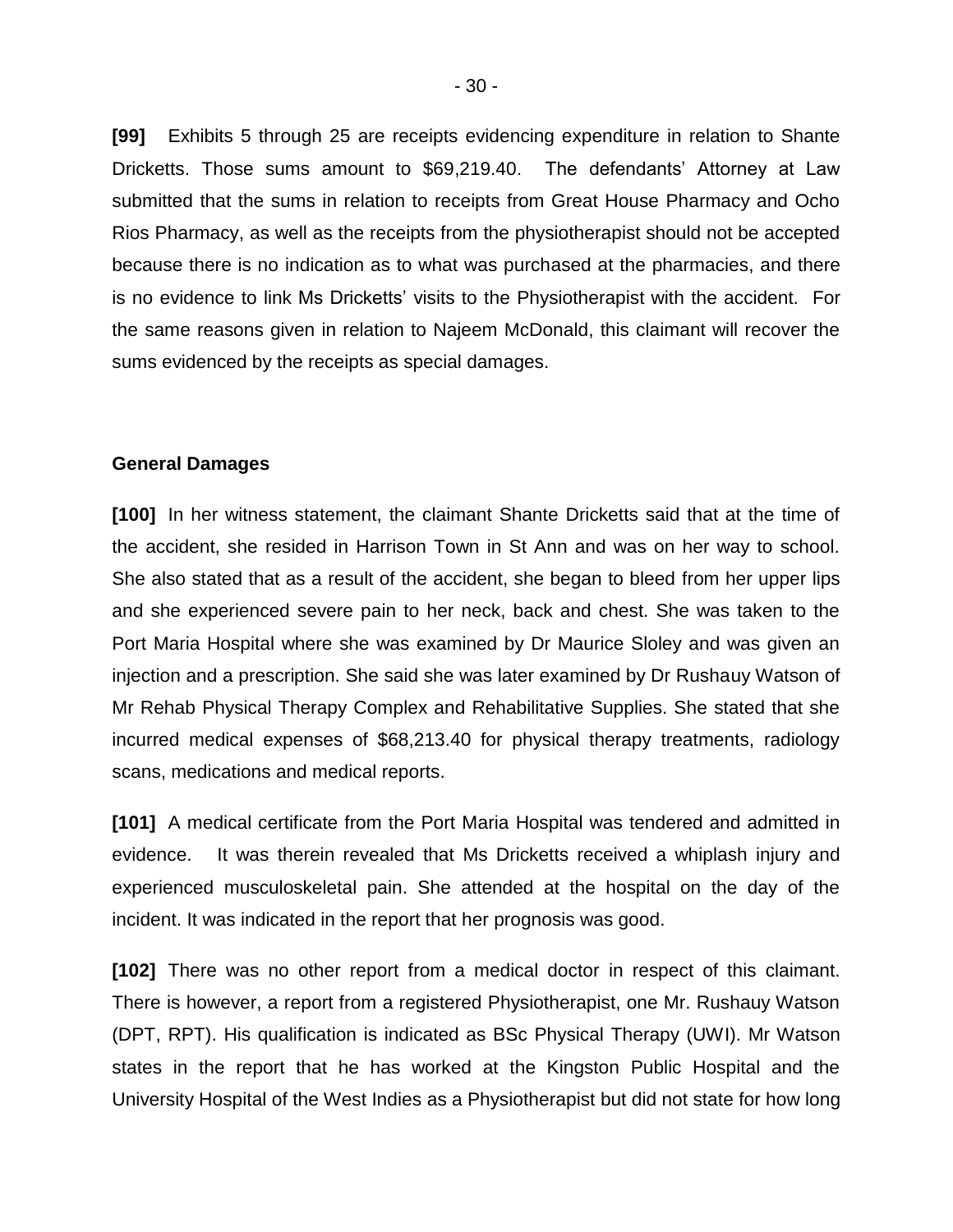**[99]** Exhibits 5 through 25 are receipts evidencing expenditure in relation to Shante Dricketts. Those sums amount to $69,219.40. The defendants' Attorney at Law submitted that the sums in relation to receipts from Great House Pharmacy and Ocho Rios Pharmacy, as well as the receipts from the physiotherapist should not be accepted because there is no indication as to what was purchased at the pharmacies, and there is no evidence to link Ms Dricketts' visits to the Physiotherapist with the accident. For the same reasons given in relation to Najeem McDonald, this claimant will recover the sums evidenced by the receipts as special damages.

### General Damages

**[100]** In her witness statement, the claimant Shante Dricketts said that at the time of the accident, she resided in Harrison Town in St Ann and was on her way to school. She also stated that as a result of the accident, she began to bleed from her upper lips and she experienced severe pain to her neck, back and chest. She was taken to the Port Maria Hospital where she was examined by Dr Maurice Sloley and was given an injection and a prescription. She said she was later examined by Dr Rushauy Watson of Mr Rehab Physical Therapy Complex and Rehabilitative Supplies. She stated that she incurred medical expenses of $68,213.40 for physical therapy treatments, radiology scans, medications and medical reports.

**[101]** A medical certificate from the Port Maria Hospital was tendered and admitted in evidence. It was therein revealed that Ms Dricketts received a whiplash injury and experienced musculoskeletal pain. She attended at the hospital on the day of the incident. It was indicated in the report that her prognosis was good.

**[102]** There was no other report from a medical doctor in respect of this claimant. There is however, a report from a registered Physiotherapist, one Mr. Rushauy Watson (DPT, RPT). His qualification is indicated as BSc Physical Therapy (UWI). Mr Watson states in the report that he has worked at the Kingston Public Hospital and the University Hospital of the West Indies as a Physiotherapist but did not state for how long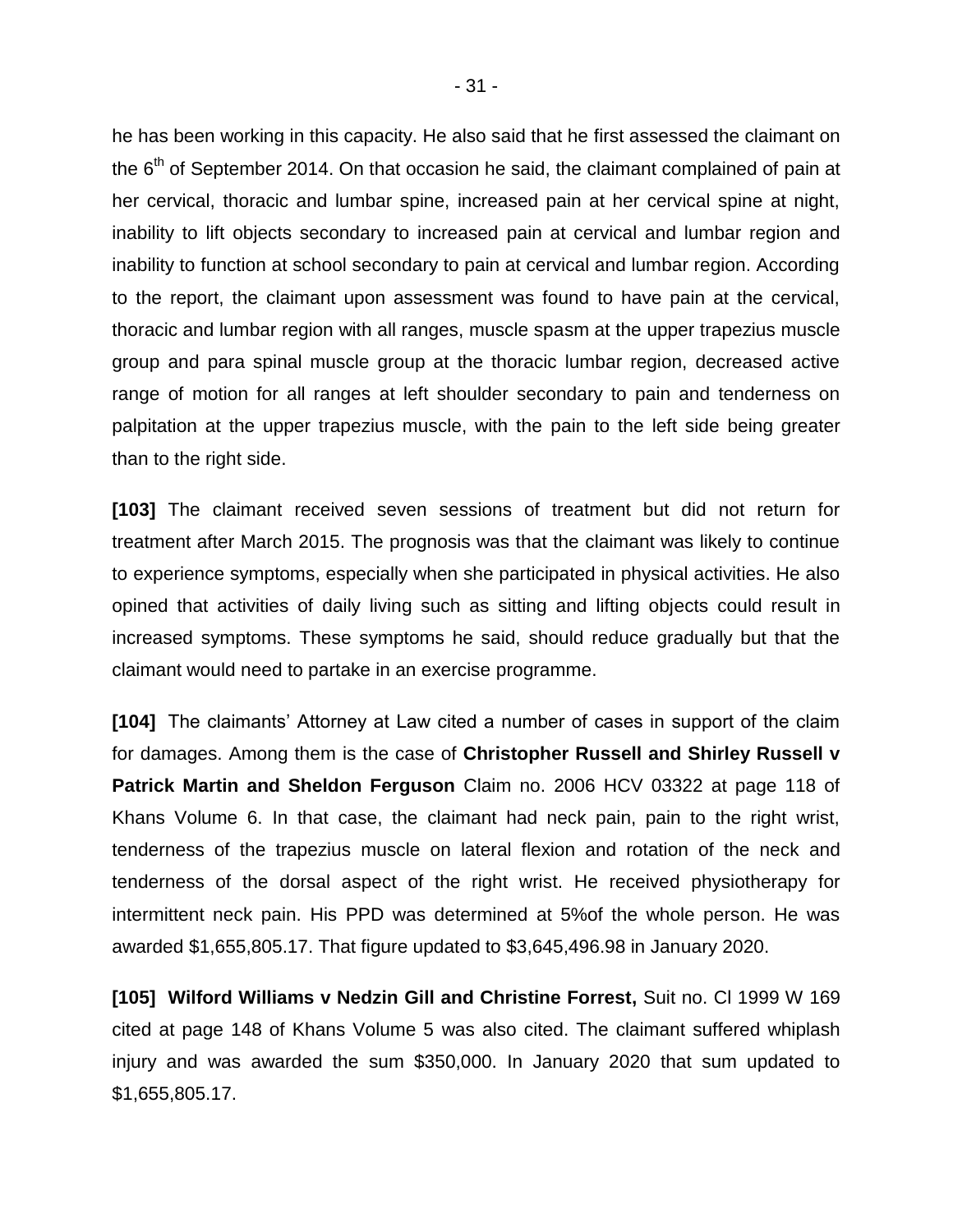he has been working in this capacity. He also said that he first assessed the claimant on the 6th of September 2014. On that occasion he said, the claimant complained of pain at her cervical, thoracic and lumbar spine, increased pain at her cervical spine at night, inability to lift objects secondary to increased pain at cervical and lumbar region and inability to function at school secondary to pain at cervical and lumbar region. According to the report, the claimant upon assessment was found to have pain at the cervical, thoracic and lumbar region with all ranges, muscle spasm at the upper trapezius muscle group and para spinal muscle group at the thoracic lumbar region, decreased active range of motion for all ranges at left shoulder secondary to pain and tenderness on palpitation at the upper trapezius muscle, with the pain to the left side being greater than to the right side.

**[103]** The claimant received seven sessions of treatment but did not return for treatment after March 2015. The prognosis was that the claimant was likely to continue to experience symptoms, especially when she participated in physical activities. He also opined that activities of daily living such as sitting and lifting objects could result in increased symptoms. These symptoms he said, should reduce gradually but that the claimant would need to partake in an exercise programme.

**[104]** The claimants' Attorney at Law cited a number of cases in support of the claim for damages. Among them is the case of **Christopher Russell and Shirley Russell v Patrick Martin and Sheldon Ferguson** Claim no. 2006 HCV 03322 at page 118 of Khans Volume 6. In that case, the claimant had neck pain, pain to the right wrist, tenderness of the trapezius muscle on lateral flexion and rotation of the neck and tenderness of the dorsal aspect of the right wrist. He received physiotherapy for intermittent neck pain. His PPD was determined at 5%of the whole person. He was awarded $1,655,805.17. That figure updated to $3,645,496.98 in January 2020.

**[105]** **Wilford Williams v Nedzin Gill and Christine Forrest,** Suit no. Cl 1999 W 169 cited at page 148 of Khans Volume 5 was also cited. The claimant suffered whiplash injury and was awarded the sum $350,000. In January 2020 that sum updated to $1,655,805.17.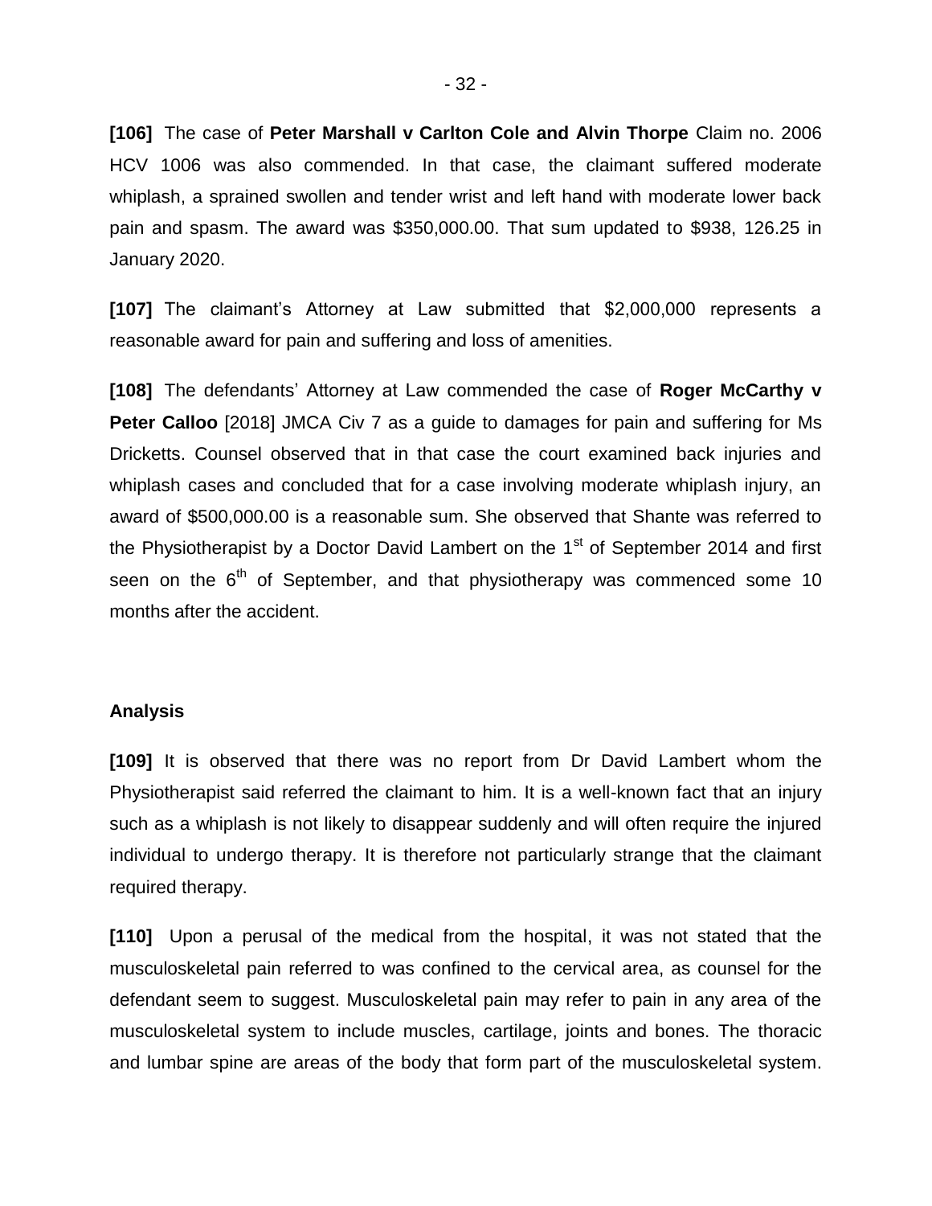**[106]** The case of **Peter Marshall v Carlton Cole and Alvin Thorpe** Claim no. 2006 HCV 1006 was also commended. In that case, the claimant suffered moderate whiplash, a sprained swollen and tender wrist and left hand with moderate lower back pain and spasm. The award was $350,000.00. That sum updated to $938, 126.25 in January 2020.

**[107]** The claimant's Attorney at Law submitted that $2,000,000 represents a reasonable award for pain and suffering and loss of amenities.

**[108]** The defendants' Attorney at Law commended the case of **Roger McCarthy v Peter Calloo** [2018] JMCA Civ 7 as a guide to damages for pain and suffering for Ms Dricketts. Counsel observed that in that case the court examined back injuries and whiplash cases and concluded that for a case involving moderate whiplash injury, an award of $500,000.00 is a reasonable sum. She observed that Shante was referred to the Physiotherapist by a Doctor David Lambert on the 1st of September 2014 and first seen on the 6th of September, and that physiotherapy was commenced some 10 months after the accident.

### Analysis

**[109]** It is observed that there was no report from Dr David Lambert whom the Physiotherapist said referred the claimant to him. It is a well-known fact that an injury such as a whiplash is not likely to disappear suddenly and will often require the injured individual to undergo therapy. It is therefore not particularly strange that the claimant required therapy.

**[110]** Upon a perusal of the medical from the hospital, it was not stated that the musculoskeletal pain referred to was confined to the cervical area, as counsel for the defendant seem to suggest. Musculoskeletal pain may refer to pain in any area of the musculoskeletal system to include muscles, cartilage, joints and bones. The thoracic and lumbar spine are areas of the body that form part of the musculoskeletal system.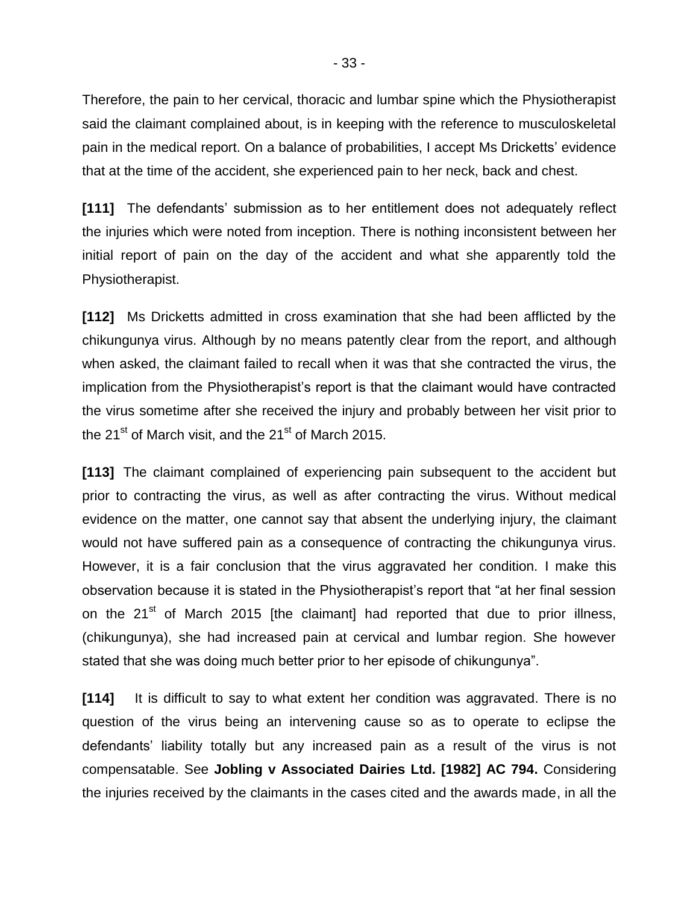Therefore, the pain to her cervical, thoracic and lumbar spine which the Physiotherapist said the claimant complained about, is in keeping with the reference to musculoskeletal pain in the medical report. On a balance of probabilities, I accept Ms Dricketts' evidence that at the time of the accident, she experienced pain to her neck, back and chest.

**[111]** The defendants' submission as to her entitlement does not adequately reflect the injuries which were noted from inception. There is nothing inconsistent between her initial report of pain on the day of the accident and what she apparently told the Physiotherapist.

**[112]** Ms Dricketts admitted in cross examination that she had been afflicted by the chikungunya virus. Although by no means patently clear from the report, and although when asked, the claimant failed to recall when it was that she contracted the virus, the implication from the Physiotherapist's report is that the claimant would have contracted the virus sometime after she received the injury and probably between her visit prior to the 21st of March visit, and the 21st of March 2015.

**[113]** The claimant complained of experiencing pain subsequent to the accident but prior to contracting the virus, as well as after contracting the virus. Without medical evidence on the matter, one cannot say that absent the underlying injury, the claimant would not have suffered pain as a consequence of contracting the chikungunya virus. However, it is a fair conclusion that the virus aggravated her condition. I make this observation because it is stated in the Physiotherapist's report that "at her final session on the 21st of March 2015 [the claimant] had reported that due to prior illness, (chikungunya), she had increased pain at cervical and lumbar region. She however stated that she was doing much better prior to her episode of chikungunya".

**[114]** It is difficult to say to what extent her condition was aggravated. There is no question of the virus being an intervening cause so as to operate to eclipse the defendants' liability totally but any increased pain as a result of the virus is not compensatable. See **Jobling v Associated Dairies Ltd. [1982] AC 794.** Considering the injuries received by the claimants in the cases cited and the awards made, in all the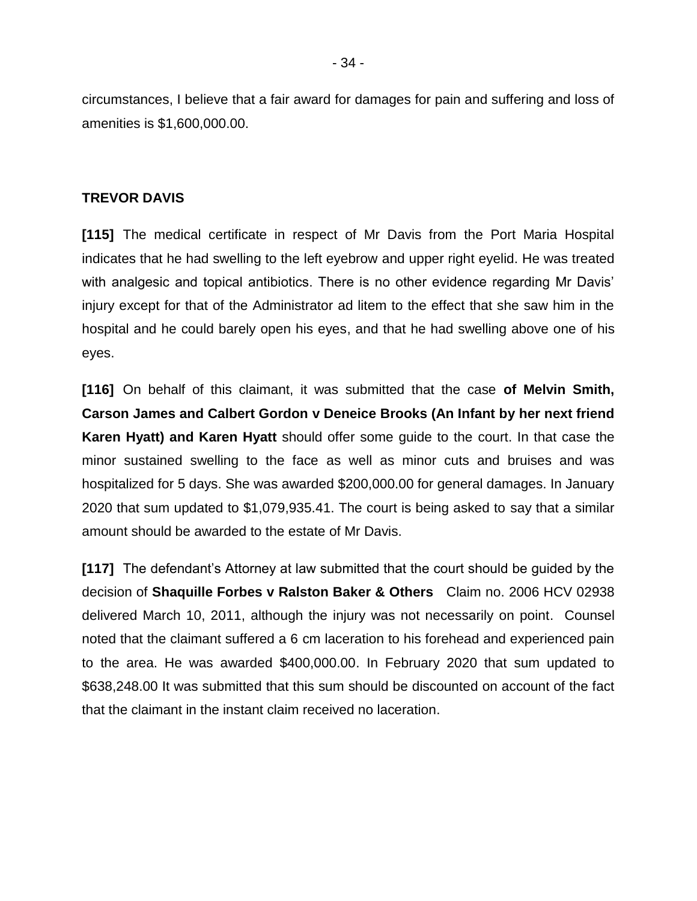circumstances, I believe that a fair award for damages for pain and suffering and loss of amenities is $1,600,000.00.

## TREVOR DAVIS

**[115]** The medical certificate in respect of Mr Davis from the Port Maria Hospital indicates that he had swelling to the left eyebrow and upper right eyelid. He was treated with analgesic and topical antibiotics. There is no other evidence regarding Mr Davis' injury except for that of the Administrator ad litem to the effect that she saw him in the hospital and he could barely open his eyes, and that he had swelling above one of his eyes.

**[116]** On behalf of this claimant, it was submitted that the case **of Melvin Smith, Carson James and Calbert Gordon v Deneice Brooks (An Infant by her next friend Karen Hyatt) and Karen Hyatt** should offer some guide to the court. In that case the minor sustained swelling to the face as well as minor cuts and bruises and was hospitalized for 5 days. She was awarded $200,000.00 for general damages. In January 2020 that sum updated to $1,079,935.41. The court is being asked to say that a similar amount should be awarded to the estate of Mr Davis.

**[117]** The defendant's Attorney at law submitted that the court should be guided by the decision of **Shaquille Forbes v Ralston Baker & Others** Claim no. 2006 HCV 02938 delivered March 10, 2011, although the injury was not necessarily on point. Counsel noted that the claimant suffered a 6 cm laceration to his forehead and experienced pain to the area. He was awarded $400,000.00. In February 2020 that sum updated to $638,248.00 It was submitted that this sum should be discounted on account of the fact that the claimant in the instant claim received no laceration.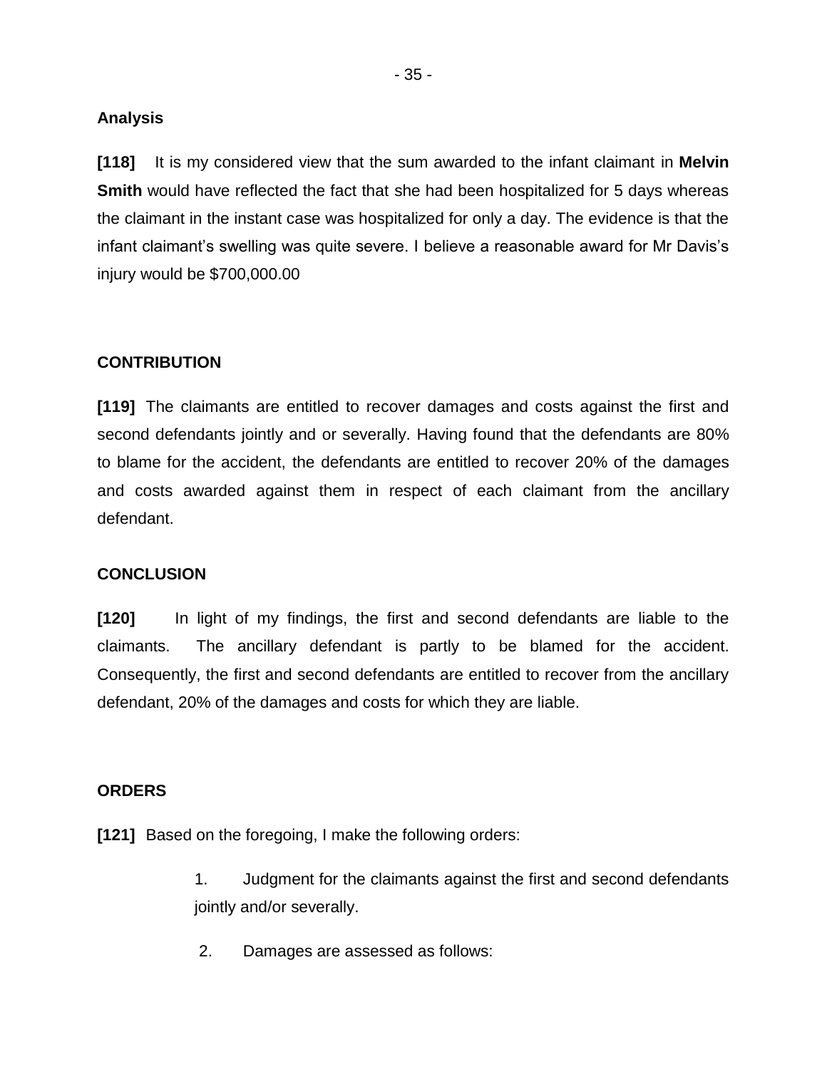**Analysis**

**[118]** It is my considered view that the sum awarded to the infant claimant in **Melvin Smith** would have reflected the fact that she had been hospitalized for 5 days whereas the claimant in the instant case was hospitalized for only a day. The evidence is that the infant claimant's swelling was quite severe. I believe a reasonable award for Mr Davis's injury would be $700,000.00

**CONTRIBUTION**

**[119]** The claimants are entitled to recover damages and costs against the first and second defendants jointly and or severally. Having found that the defendants are 80% to blame for the accident, the defendants are entitled to recover 20% of the damages and costs awarded against them in respect of each claimant from the ancillary defendant.

**CONCLUSION**

**[120]** In light of my findings, the first and second defendants are liable to the claimants. The ancillary defendant is partly to be blamed for the accident. Consequently, the first and second defendants are entitled to recover from the ancillary defendant, 20% of the damages and costs for which they are liable.

**ORDERS**

**[121]** Based on the foregoing, I make the following orders:

1. Judgment for the claimants against the first and second defendants jointly and/or severally.

2. Damages are assessed as follows: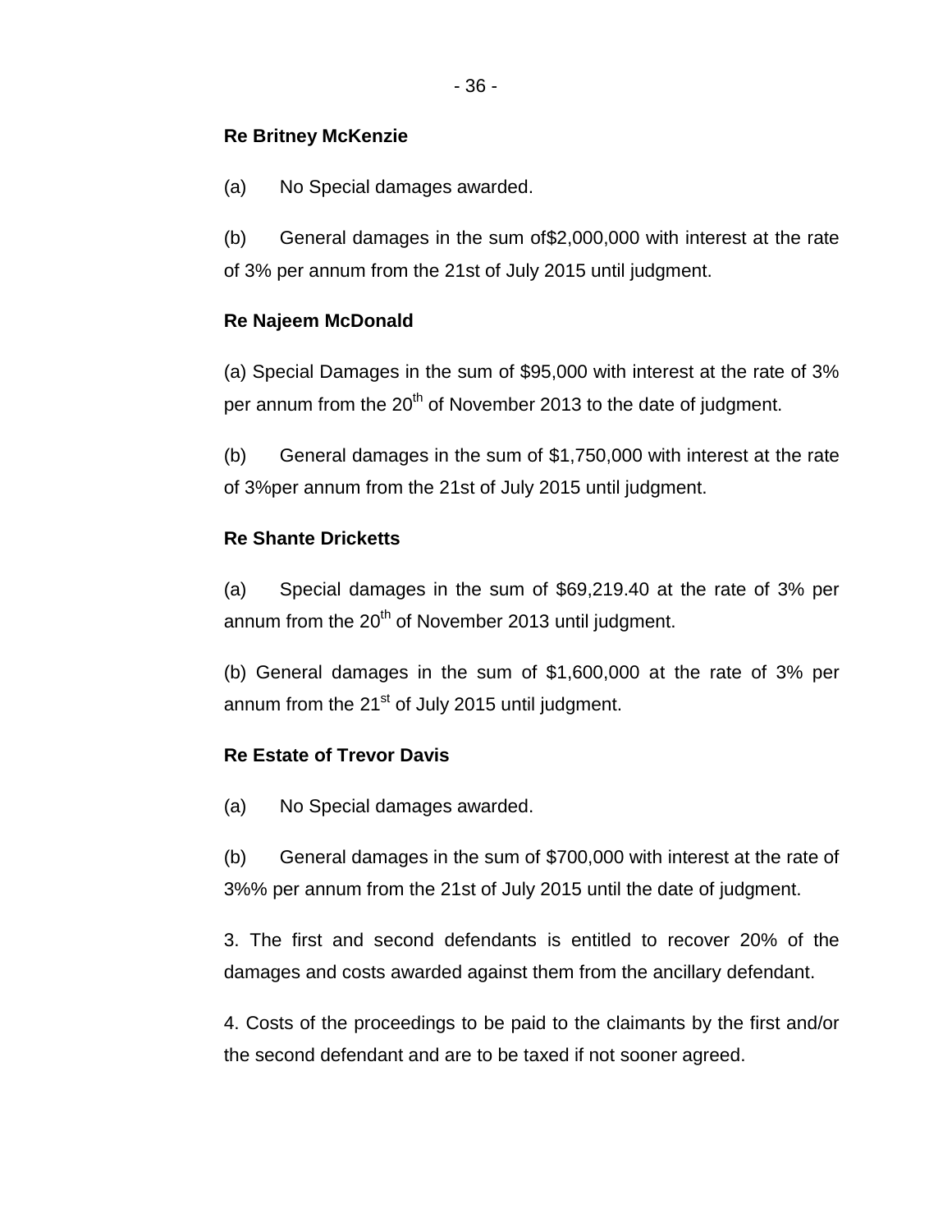**Re Britney McKenzie**

(a) No Special damages awarded.

(b) General damages in the sum of$2,000,000 with interest at the rate of 3% per annum from the 21st of July 2015 until judgment.

**Re Najeem McDonald**

(a) Special Damages in the sum of $95,000 with interest at the rate of 3% per annum from the 20th of November 2013 to the date of judgment.

(b) General damages in the sum of $1,750,000 with interest at the rate of 3%per annum from the 21st of July 2015 until judgment.

**Re Shante Dricketts**

(a) Special damages in the sum of $69,219.40 at the rate of 3% per annum from the 20th of November 2013 until judgment.

(b) General damages in the sum of $1,600,000 at the rate of 3% per annum from the 21st of July 2015 until judgment.

**Re Estate of Trevor Davis**

(a) No Special damages awarded.

(b) General damages in the sum of $700,000 with interest at the rate of 3%% per annum from the 21st of July 2015 until the date of judgment.

3. The first and second defendants is entitled to recover 20% of the damages and costs awarded against them from the ancillary defendant.

4. Costs of the proceedings to be paid to the claimants by the first and/or the second defendant and are to be taxed if not sooner agreed.